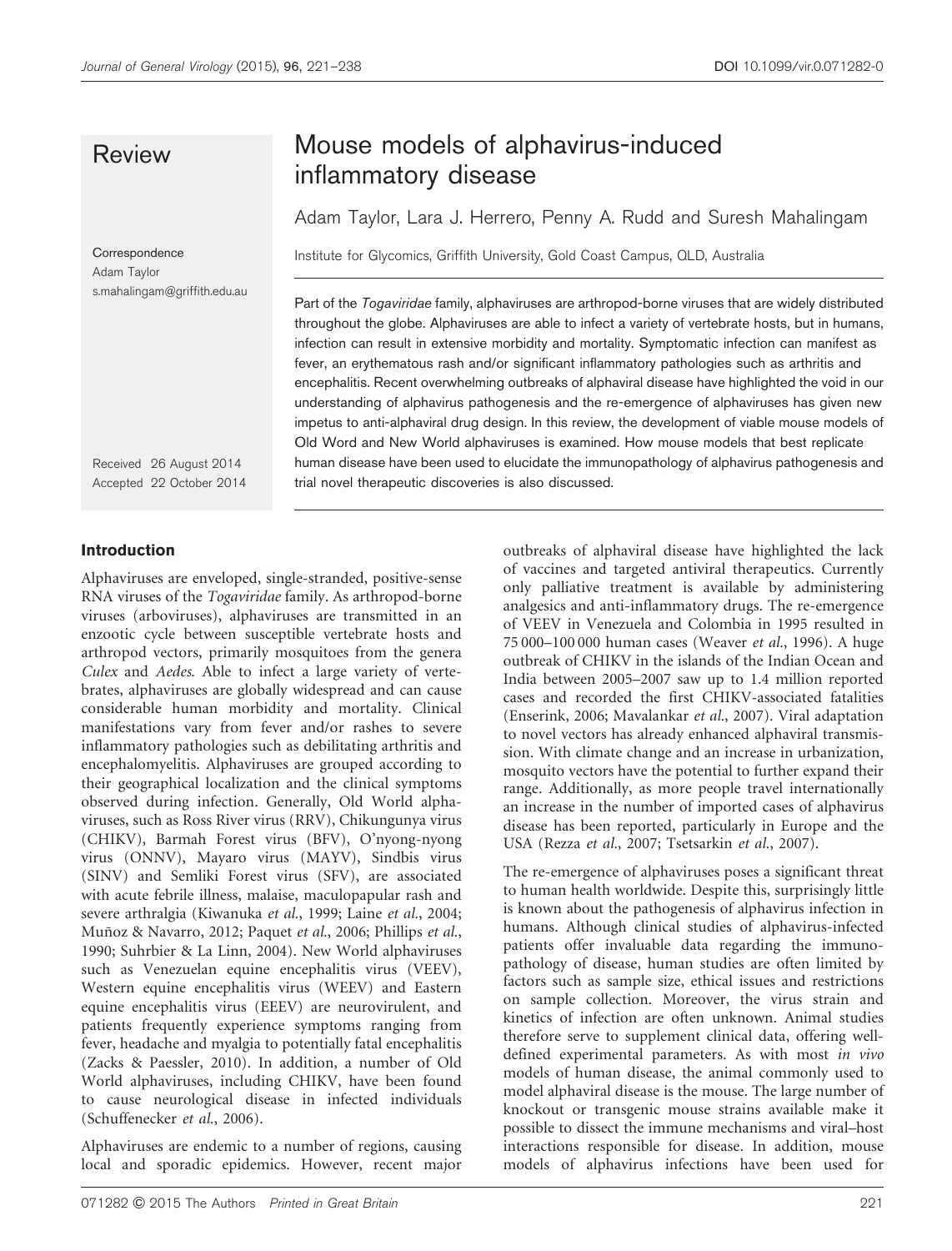Review

# Mouse models of alphavirus-induced inflammatory disease

Adam Taylor, Lara J. Herrero, Penny A. Rudd and Suresh Mahalingam

Institute for Glycomics, Griffith University, Gold Coast Campus, QLD, Australia

Correspondence
Adam Taylor
s.mahalingam@griffith.edu.au

Received 26 August 2014
Accepted 22 October 2014

Part of the *Togaviridae* family, alphaviruses are arthropod-borne viruses that are widely distributed throughout the globe. Alphaviruses are able to infect a variety of vertebrate hosts, but in humans, infection can result in extensive morbidity and mortality. Symptomatic infection can manifest as fever, an erythematous rash and/or significant inflammatory pathologies such as arthritis and encephalitis. Recent overwhelming outbreaks of alphaviral disease have highlighted the void in our understanding of alphavirus pathogenesis and the re-emergence of alphaviruses has given new impetus to anti-alphaviral drug design. In this review, the development of viable mouse models of Old Word and New World alphaviruses is examined. How mouse models that best replicate human disease have been used to elucidate the immunopathology of alphavirus pathogenesis and trial novel therapeutic discoveries is also discussed.

## Introduction

Alphaviruses are enveloped, single-stranded, positive-sense RNA viruses of the *Togaviridae* family. As arthropod-borne viruses (arboviruses), alphaviruses are transmitted in an enzootic cycle between susceptible vertebrate hosts and arthropod vectors, primarily mosquitoes from the genera *Culex* and *Aedes*. Able to infect a large variety of vertebrates, alphaviruses are globally widespread and can cause considerable human morbidity and mortality. Clinical manifestations vary from fever and/or rashes to severe inflammatory pathologies such as debilitating arthritis and encephalomyelitis. Alphaviruses are grouped according to their geographical localization and the clinical symptoms observed during infection. Generally, Old World alphaviruses, such as Ross River virus (RRV), Chikungunya virus (CHIKV), Barmah Forest virus (BFV), O'nyong-nyong virus (ONNV), Mayaro virus (MAYV), Sindbis virus (SINV) and Semliki Forest virus (SFV), are associated with acute febrile illness, malaise, maculopapular rash and severe arthralgia (Kiwanuka *et al.*, 1999; Laine *et al.*, 2004; Muñoz & Navarro, 2012; Paquet *et al.*, 2006; Phillips *et al.*, 1990; Suhrbier & La Linn, 2004). New World alphaviruses such as Venezuelan equine encephalitis virus (VEEV), Western equine encephalitis virus (WEEV) and Eastern equine encephalitis virus (EEEV) are neurovirulent, and patients frequently experience symptoms ranging from fever, headache and myalgia to potentially fatal encephalitis (Zacks & Paessler, 2010). In addition, a number of Old World alphaviruses, including CHIKV, have been found to cause neurological disease in infected individuals (Schuffenecker *et al.*, 2006).

Alphaviruses are endemic to a number of regions, causing local and sporadic epidemics. However, recent major outbreaks of alphaviral disease have highlighted the lack of vaccines and targeted antiviral therapeutics. Currently only palliative treatment is available by administering analgesics and anti-inflammatory drugs. The re-emergence of VEEV in Venezuela and Colombia in 1995 resulted in 75 000–100 000 human cases (Weaver *et al.*, 1996). A huge outbreak of CHIKV in the islands of the Indian Ocean and India between 2005–2007 saw up to 1.4 million reported cases and recorded the first CHIKV-associated fatalities (Enserink, 2006; Mavalankar *et al.*, 2007). Viral adaptation to novel vectors has already enhanced alphaviral transmission. With climate change and an increase in urbanization, mosquito vectors have the potential to further expand their range. Additionally, as more people travel internationally an increase in the number of imported cases of alphavirus disease has been reported, particularly in Europe and the USA (Rezza *et al.*, 2007; Tsetsarkin *et al.*, 2007).

The re-emergence of alphaviruses poses a significant threat to human health worldwide. Despite this, surprisingly little is known about the pathogenesis of alphavirus infection in humans. Although clinical studies of alphavirus-infected patients offer invaluable data regarding the immunopathology of disease, human studies are often limited by factors such as sample size, ethical issues and restrictions on sample collection. Moreover, the virus strain and kinetics of infection are often unknown. Animal studies therefore serve to supplement clinical data, offering well-defined experimental parameters. As with most *in vivo* models of human disease, the animal commonly used to model alphaviral disease is the mouse. The large number of knockout or transgenic mouse strains available make it possible to dissect the immune mechanisms and viral–host interactions responsible for disease. In addition, mouse models of alphavirus infections have been used for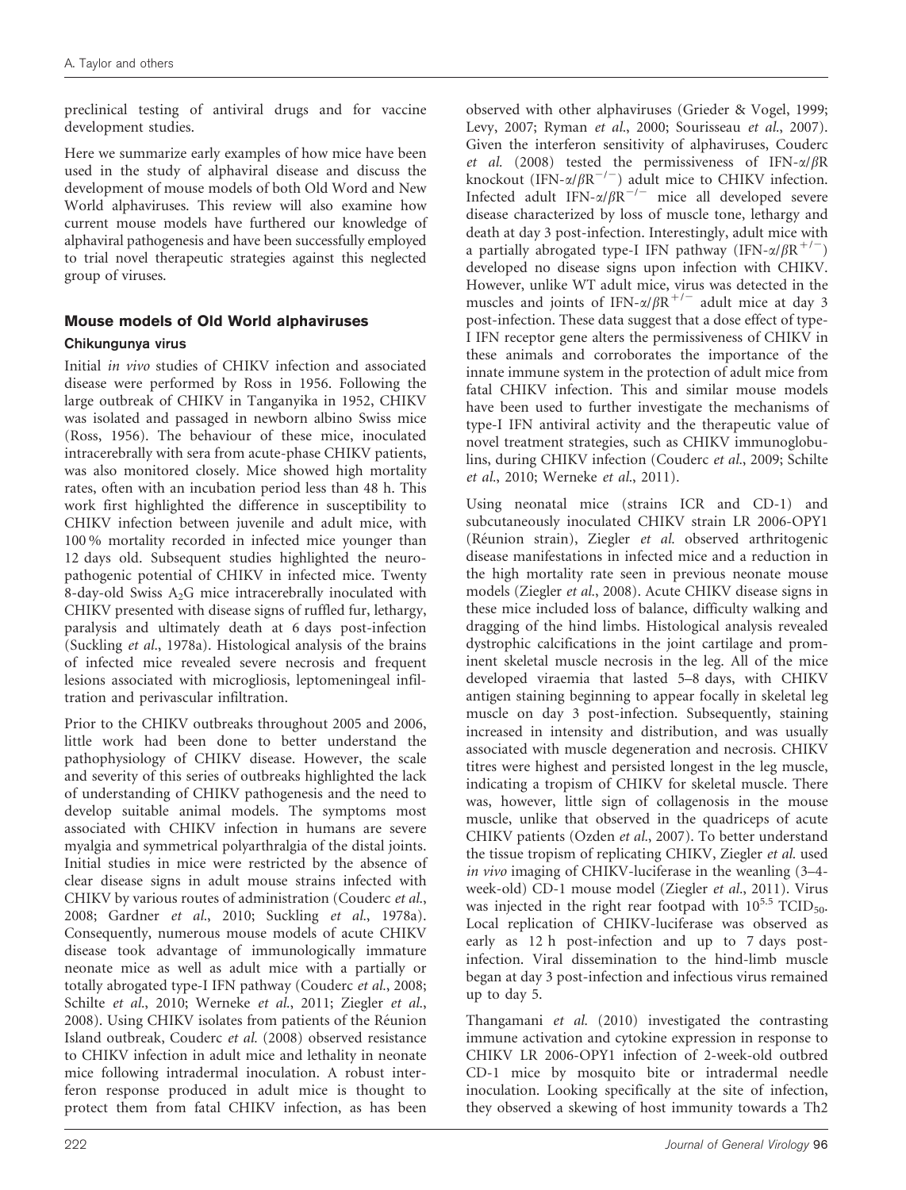preclinical testing of antiviral drugs and for vaccine development studies.

Here we summarize early examples of how mice have been used in the study of alphaviral disease and discuss the development of mouse models of both Old Word and New World alphaviruses. This review will also examine how current mouse models have furthered our knowledge of alphaviral pathogenesis and have been successfully employed to trial novel therapeutic strategies against this neglected group of viruses.

## Mouse models of Old World alphaviruses

### Chikungunya virus

Initial *in vivo* studies of CHIKV infection and associated disease were performed by Ross in 1956. Following the large outbreak of CHIKV in Tanganyika in 1952, CHIKV was isolated and passaged in newborn albino Swiss mice (Ross, 1956). The behaviour of these mice, inoculated intracerebrally with sera from acute-phase CHIKV patients, was also monitored closely. Mice showed high mortality rates, often with an incubation period less than 48 h. This work first highlighted the difference in susceptibility to CHIKV infection between juvenile and adult mice, with 100 % mortality recorded in infected mice younger than 12 days old. Subsequent studies highlighted the neuropathogenic potential of CHIKV in infected mice. Twenty 8-day-old Swiss $A_2G$ mice intracerebrally inoculated with CHIKV presented with disease signs of ruffled fur, lethargy, paralysis and ultimately death at 6 days post-infection (Suckling *et al.*, 1978a). Histological analysis of the brains of infected mice revealed severe necrosis and frequent lesions associated with microgliosis, leptomeningeal infiltration and perivascular infiltration.

Prior to the CHIKV outbreaks throughout 2005 and 2006, little work had been done to better understand the pathophysiology of CHIKV disease. However, the scale and severity of this series of outbreaks highlighted the lack of understanding of CHIKV pathogenesis and the need to develop suitable animal models. The symptoms most associated with CHIKV infection in humans are severe myalgia and symmetrical polyarthralgia of the distal joints. Initial studies in mice were restricted by the absence of clear disease signs in adult mouse strains infected with CHIKV by various routes of administration (Couderc *et al.*, 2008; Gardner *et al.*, 2010; Suckling *et al.*, 1978a). Consequently, numerous mouse models of acute CHIKV disease took advantage of immunologically immature neonate mice as well as adult mice with a partially or totally abrogated type-I IFN pathway (Couderc *et al.*, 2008; Schilte *et al.*, 2010; Werneke *et al.*, 2011; Ziegler *et al.*, 2008). Using CHIKV isolates from patients of the Réunion Island outbreak, Couderc *et al.* (2008) observed resistance to CHIKV infection in adult mice and lethality in neonate mice following intradermal inoculation. A robust interferon response produced in adult mice is thought to protect them from fatal CHIKV infection, as has been observed with other alphaviruses (Grieder & Vogel, 1999; Levy, 2007; Ryman *et al.*, 2000; Sourisseau *et al.*, 2007). Given the interferon sensitivity of alphaviruses, Couderc *et al.* (2008) tested the permissiveness of IFN-$\alpha/\beta$R knockout (IFN-$\alpha/\beta R^{-/-}$) adult mice to CHIKV infection. Infected adult IFN-$\alpha/\beta R^{-/-}$ mice all developed severe disease characterized by loss of muscle tone, lethargy and death at day 3 post-infection. Interestingly, adult mice with a partially abrogated type-I IFN pathway (IFN-$\alpha/\beta R^{+/-}$) developed no disease signs upon infection with CHIKV. However, unlike WT adult mice, virus was detected in the muscles and joints of IFN-$\alpha/\beta R^{+/-}$ adult mice at day 3 post-infection. These data suggest that a dose effect of type-I IFN receptor gene alters the permissiveness of CHIKV in these animals and corroborates the importance of the innate immune system in the protection of adult mice from fatal CHIKV infection. This and similar mouse models have been used to further investigate the mechanisms of type-I IFN antiviral activity and the therapeutic value of novel treatment strategies, such as CHIKV immunoglobulins, during CHIKV infection (Couderc *et al.*, 2009; Schilte *et al.*, 2010; Werneke *et al.*, 2011).

Using neonatal mice (strains ICR and CD-1) and subcutaneously inoculated CHIKV strain LR 2006-OPY1 (Réunion strain), Ziegler *et al.* observed arthritogenic disease manifestations in infected mice and a reduction in the high mortality rate seen in previous neonate mouse models (Ziegler *et al.*, 2008). Acute CHIKV disease signs in these mice included loss of balance, difficulty walking and dragging of the hind limbs. Histological analysis revealed dystrophic calcifications in the joint cartilage and prominent skeletal muscle necrosis in the leg. All of the mice developed viraemia that lasted 5–8 days, with CHIKV antigen staining beginning to appear focally in skeletal leg muscle on day 3 post-infection. Subsequently, staining increased in intensity and distribution, and was usually associated with muscle degeneration and necrosis. CHIKV titres were highest and persisted longest in the leg muscle, indicating a tropism of CHIKV for skeletal muscle. There was, however, little sign of collagenosis in the mouse muscle, unlike that observed in the quadriceps of acute CHIKV patients (Ozden *et al.*, 2007). To better understand the tissue tropism of replicating CHIKV, Ziegler *et al.* used *in vivo* imaging of CHIKV-luciferase in the weanling (3–4-week-old) CD-1 mouse model (Ziegler *et al.*, 2011). Virus was injected in the right rear footpad with $10^{5.5}$ $TCID_{50}$. Local replication of CHIKV-luciferase was observed as early as 12 h post-infection and up to 7 days post-infection. Viral dissemination to the hind-limb muscle began at day 3 post-infection and infectious virus remained up to day 5.

Thangamani *et al.* (2010) investigated the contrasting immune activation and cytokine expression in response to CHIKV LR 2006-OPY1 infection of 2-week-old outbred CD-1 mice by mosquito bite or intradermal needle inoculation. Looking specifically at the site of infection, they observed a skewing of host immunity towards a Th2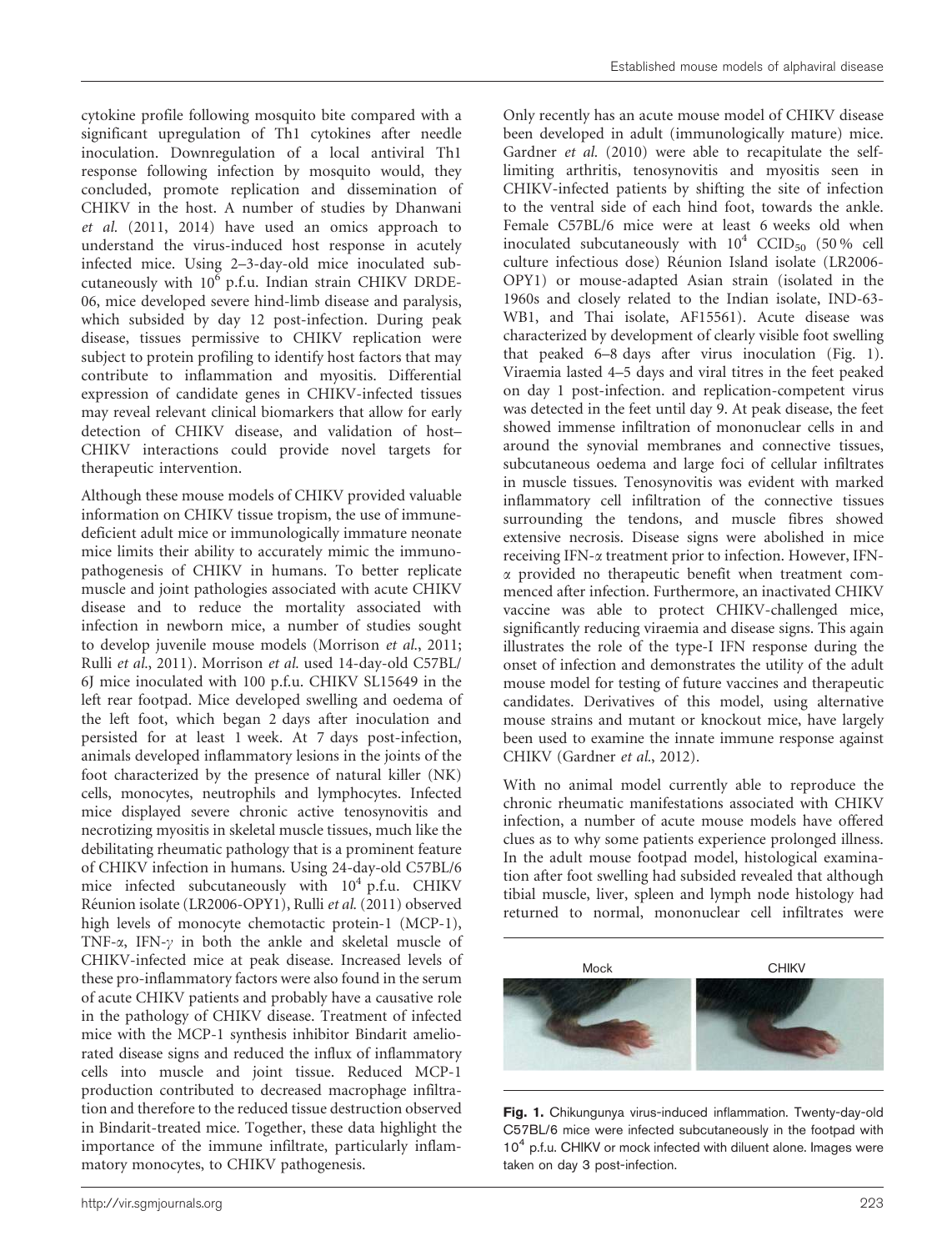cytokine profile following mosquito bite compared with a significant upregulation of Th1 cytokines after needle inoculation. Downregulation of a local antiviral Th1 response following infection by mosquito would, they concluded, promote replication and dissemination of CHIKV in the host. A number of studies by Dhanwani *et al.* (2011, 2014) have used an omics approach to understand the virus-induced host response in acutely infected mice. Using 2–3-day-old mice inoculated subcutaneously with $10^6$ p.f.u. Indian strain CHIKV DRDE-06, mice developed severe hind-limb disease and paralysis, which subsided by day 12 post-infection. During peak disease, tissues permissive to CHIKV replication were subject to protein profiling to identify host factors that may contribute to inflammation and myositis. Differential expression of candidate genes in CHIKV-infected tissues may reveal relevant clinical biomarkers that allow for early detection of CHIKV disease, and validation of host–CHIKV interactions could provide novel targets for therapeutic intervention.

Although these mouse models of CHIKV provided valuable information on CHIKV tissue tropism, the use of immune-deficient adult mice or immunologically immature neonate mice limits their ability to accurately mimic the immunopathogenesis of CHIKV in humans. To better replicate muscle and joint pathologies associated with acute CHIKV disease and to reduce the mortality associated with infection in newborn mice, a number of studies sought to develop juvenile mouse models (Morrison *et al.*, 2011; Rulli *et al.*, 2011). Morrison *et al.* used 14-day-old C57BL/6J mice inoculated with 100 p.f.u. CHIKV SL15649 in the left rear footpad. Mice developed swelling and oedema of the left foot, which began 2 days after inoculation and persisted for at least 1 week. At 7 days post-infection, animals developed inflammatory lesions in the joints of the foot characterized by the presence of natural killer (NK) cells, monocytes, neutrophils and lymphocytes. Infected mice displayed severe chronic active tenosynovitis and necrotizing myositis in skeletal muscle tissues, much like the debilitating rheumatic pathology that is a prominent feature of CHIKV infection in humans. Using 24-day-old C57BL/6 mice infected subcutaneously with $10^4$ p.f.u. CHIKV Réunion isolate (LR2006-OPY1), Rulli *et al.* (2011) observed high levels of monocyte chemotactic protein-1 (MCP-1), TNF-$\alpha$, IFN-$\gamma$ in both the ankle and skeletal muscle of CHIKV-infected mice at peak disease. Increased levels of these pro-inflammatory factors were also found in the serum of acute CHIKV patients and probably have a causative role in the pathology of CHIKV disease. Treatment of infected mice with the MCP-1 synthesis inhibitor Bindarit ameliorated disease signs and reduced the influx of inflammatory cells into muscle and joint tissue. Reduced MCP-1 production contributed to decreased macrophage infiltration and therefore to the reduced tissue destruction observed in Bindarit-treated mice. Together, these data highlight the importance of the immune infiltrate, particularly inflammatory monocytes, to CHIKV pathogenesis.

Only recently has an acute mouse model of CHIKV disease been developed in adult (immunologically mature) mice. Gardner *et al.* (2010) were able to recapitulate the self-limiting arthritis, tenosynovitis and myositis seen in CHIKV-infected patients by shifting the site of infection to the ventral side of each hind foot, towards the ankle. Female C57BL/6 mice were at least 6 weeks old when inoculated subcutaneously with $10^4$ $CCID_{50}$ (50 % cell culture infectious dose) Réunion Island isolate (LR2006-OPY1) or mouse-adapted Asian strain (isolated in the 1960s and closely related to the Indian isolate, IND-63-WB1, and Thai isolate, AF15561). Acute disease was characterized by development of clearly visible foot swelling that peaked 6–8 days after virus inoculation (Fig. 1). Viraemia lasted 4–5 days and viral titres in the feet peaked on day 1 post-infection. and replication-competent virus was detected in the feet until day 9. At peak disease, the feet showed immense infiltration of mononuclear cells in and around the synovial membranes and connective tissues, subcutaneous oedema and large foci of cellular infiltrates in muscle tissues. Tenosynovitis was evident with marked inflammatory cell infiltration of the connective tissues surrounding the tendons, and muscle fibres showed extensive necrosis. Disease signs were abolished in mice receiving IFN-$\alpha$ treatment prior to infection. However, IFN-$\alpha$ provided no therapeutic benefit when treatment commenced after infection. Furthermore, an inactivated CHIKV vaccine was able to protect CHIKV-challenged mice, significantly reducing viraemia and disease signs. This again illustrates the role of the type-I IFN response during the onset of infection and demonstrates the utility of the adult mouse model for testing of future vaccines and therapeutic candidates. Derivatives of this model, using alternative mouse strains and mutant or knockout mice, have largely been used to examine the innate immune response against CHIKV (Gardner *et al.*, 2012).

With no animal model currently able to reproduce the chronic rheumatic manifestations associated with CHIKV infection, a number of acute mouse models have offered clues as to why some patients experience prolonged illness. In the adult mouse footpad model, histological examination after foot swelling had subsided revealed that although tibial muscle, liver, spleen and lymph node histology had returned to normal, mononuclear cell infiltrates were

Mock CHIKV

**Fig. 1.** Chikungunya virus-induced inflammation. Twenty-day-old C57BL/6 mice were infected subcutaneously in the footpad with $10^4$ p.f.u. CHIKV or mock infected with diluent alone. Images were taken on day 3 post-infection.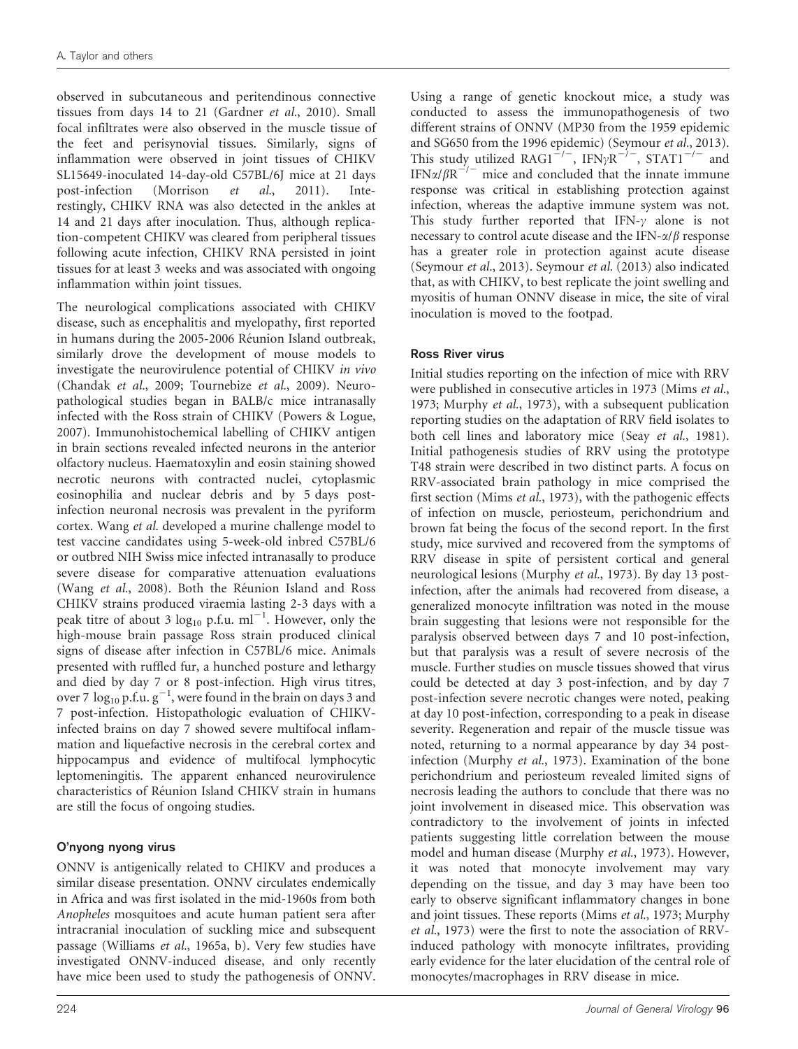observed in subcutaneous and peritendinous connective tissues from days 14 to 21 (Gardner *et al.*, 2010). Small focal infiltrates were also observed in the muscle tissue of the feet and perisynovial tissues. Similarly, signs of inflammation were observed in joint tissues of CHIKV SL15649-inoculated 14-day-old C57BL/6J mice at 21 days post-infection (Morrison *et al.*, 2011). Interestingly, CHIKV RNA was also detected in the ankles at 14 and 21 days after inoculation. Thus, although replication-competent CHIKV was cleared from peripheral tissues following acute infection, CHIKV RNA persisted in joint tissues for at least 3 weeks and was associated with ongoing inflammation within joint tissues.

The neurological complications associated with CHIKV disease, such as encephalitis and myelopathy, first reported in humans during the 2005-2006 Réunion Island outbreak, similarly drove the development of mouse models to investigate the neurovirulence potential of CHIKV *in vivo* (Chandak *et al.*, 2009; Tournebize *et al.*, 2009). Neuropathological studies began in BALB/c mice intranasally infected with the Ross strain of CHIKV (Powers & Logue, 2007). Immunohistochemical labelling of CHIKV antigen in brain sections revealed infected neurons in the anterior olfactory nucleus. Haematoxylin and eosin staining showed necrotic neurons with contracted nuclei, cytoplasmic eosinophilia and nuclear debris and by 5 days post-infection neuronal necrosis was prevalent in the pyriform cortex. Wang *et al.* developed a murine challenge model to test vaccine candidates using 5-week-old inbred C57BL/6 or outbred NIH Swiss mice infected intranasally to produce severe disease for comparative attenuation evaluations (Wang *et al.*, 2008). Both the Réunion Island and Ross CHIKV strains produced viraemia lasting 2-3 days with a peak titre of about 3 $\log_{10}$ p.f.u. $ml^{-1}$. However, only the high-mouse brain passage Ross strain produced clinical signs of disease after infection in C57BL/6 mice. Animals presented with ruffled fur, a hunched posture and lethargy and died by day 7 or 8 post-infection. High virus titres, over 7 $\log_{10}$ p.f.u. $g^{-1}$, were found in the brain on days 3 and 7 post-infection. Histopathologic evaluation of CHIKV-infected brains on day 7 showed severe multifocal inflammation and liquefactive necrosis in the cerebral cortex and hippocampus and evidence of multifocal lymphocytic leptomeningitis. The apparent enhanced neurovirulence characteristics of Réunion Island CHIKV strain in humans are still the focus of ongoing studies.

### O'nyong nyong virus

ONNV is antigenically related to CHIKV and produces a similar disease presentation. ONNV circulates endemically in Africa and was first isolated in the mid-1960s from both *Anopheles* mosquitoes and acute human patient sera after intracranial inoculation of suckling mice and subsequent passage (Williams *et al.*, 1965a, b). Very few studies have investigated ONNV-induced disease, and only recently have mice been used to study the pathogenesis of ONNV. Using a range of genetic knockout mice, a study was conducted to assess the immunopathogenesis of two different strains of ONNV (MP30 from the 1959 epidemic and SG650 from the 1996 epidemic) (Seymour *et al.*, 2013). This study utilized $RAG1^{-/-}$, $IFN\gamma R^{-/-}$, $STAT1^{-/-}$ and $IFN\alpha/\beta R^{-/-}$ mice and concluded that the innate immune response was critical in establishing protection against infection, whereas the adaptive immune system was not. This study further reported that IFN-$\gamma$ alone is not necessary to control acute disease and the IFN-$\alpha/\beta$ response has a greater role in protection against acute disease (Seymour *et al.*, 2013). Seymour *et al.* (2013) also indicated that, as with CHIKV, to best replicate the joint swelling and myositis of human ONNV disease in mice, the site of viral inoculation is moved to the footpad.

### Ross River virus

Initial studies reporting on the infection of mice with RRV were published in consecutive articles in 1973 (Mims *et al.*, 1973; Murphy *et al.*, 1973), with a subsequent publication reporting studies on the adaptation of RRV field isolates to both cell lines and laboratory mice (Seay *et al.*, 1981). Initial pathogenesis studies of RRV using the prototype T48 strain were described in two distinct parts. A focus on RRV-associated brain pathology in mice comprised the first section (Mims *et al.*, 1973), with the pathogenic effects of infection on muscle, periosteum, perichondrium and brown fat being the focus of the second report. In the first study, mice survived and recovered from the symptoms of RRV disease in spite of persistent cortical and general neurological lesions (Murphy *et al.*, 1973). By day 13 post-infection, after the animals had recovered from disease, a generalized monocyte infiltration was noted in the mouse brain suggesting that lesions were not responsible for the paralysis observed between days 7 and 10 post-infection, but that paralysis was a result of severe necrosis of the muscle. Further studies on muscle tissues showed that virus could be detected at day 3 post-infection, and by day 7 post-infection severe necrotic changes were noted, peaking at day 10 post-infection, corresponding to a peak in disease severity. Regeneration and repair of the muscle tissue was noted, returning to a normal appearance by day 34 post-infection (Murphy *et al.*, 1973). Examination of the bone perichondrium and periosteum revealed limited signs of necrosis leading the authors to conclude that there was no joint involvement in diseased mice. This observation was contradictory to the involvement of joints in infected patients suggesting little correlation between the mouse model and human disease (Murphy *et al.*, 1973). However, it was noted that monocyte involvement may vary depending on the tissue, and day 3 may have been too early to observe significant inflammatory changes in bone and joint tissues. These reports (Mims *et al.*, 1973; Murphy *et al.*, 1973) were the first to note the association of RRV-induced pathology with monocyte infiltrates, providing early evidence for the later elucidation of the central role of monocytes/macrophages in RRV disease in mice.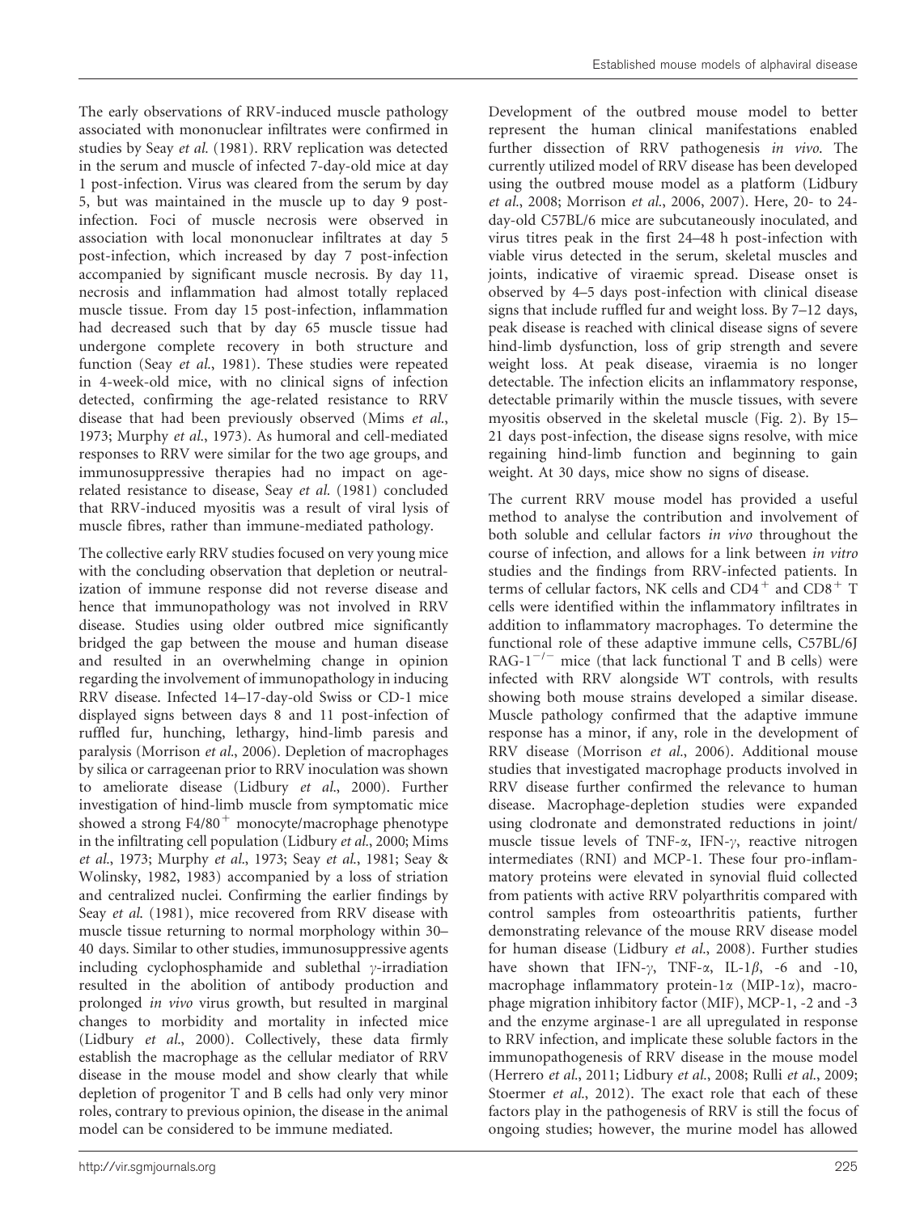The early observations of RRV-induced muscle pathology associated with mononuclear infiltrates were confirmed in studies by Seay *et al.* (1981). RRV replication was detected in the serum and muscle of infected 7-day-old mice at day 1 post-infection. Virus was cleared from the serum by day 5, but was maintained in the muscle up to day 9 post-infection. Foci of muscle necrosis were observed in association with local mononuclear infiltrates at day 5 post-infection, which increased by day 7 post-infection accompanied by significant muscle necrosis. By day 11, necrosis and inflammation had almost totally replaced muscle tissue. From day 15 post-infection, inflammation had decreased such that by day 65 muscle tissue had undergone complete recovery in both structure and function (Seay *et al.*, 1981). These studies were repeated in 4-week-old mice, with no clinical signs of infection detected, confirming the age-related resistance to RRV disease that had been previously observed (Mims *et al.*, 1973; Murphy *et al.*, 1973). As humoral and cell-mediated responses to RRV were similar for the two age groups, and immunosuppressive therapies had no impact on age-related resistance to disease, Seay *et al.* (1981) concluded that RRV-induced myositis was a result of viral lysis of muscle fibres, rather than immune-mediated pathology.

The collective early RRV studies focused on very young mice with the concluding observation that depletion or neutralization of immune response did not reverse disease and hence that immunopathology was not involved in RRV disease. Studies using older outbred mice significantly bridged the gap between the mouse and human disease and resulted in an overwhelming change in opinion regarding the involvement of immunopathology in inducing RRV disease. Infected 14–17-day-old Swiss or CD-1 mice displayed signs between days 8 and 11 post-infection of ruffled fur, hunching, lethargy, hind-limb paresis and paralysis (Morrison *et al.*, 2006). Depletion of macrophages by silica or carrageenan prior to RRV inoculation was shown to ameliorate disease (Lidbury *et al.*, 2000). Further investigation of hind-limb muscle from symptomatic mice showed a strong F4/80$^{+}$ monocyte/macrophage phenotype in the infiltrating cell population (Lidbury *et al.*, 2000; Mims *et al.*, 1973; Murphy *et al.*, 1973; Seay *et al.*, 1981; Seay & Wolinsky, 1982, 1983) accompanied by a loss of striation and centralized nuclei. Confirming the earlier findings by Seay *et al.* (1981), mice recovered from RRV disease with muscle tissue returning to normal morphology within 30–40 days. Similar to other studies, immunosuppressive agents including cyclophosphamide and sublethal $\gamma$-irradiation resulted in the abolition of antibody production and prolonged *in vivo* virus growth, but resulted in marginal changes to morbidity and mortality in infected mice (Lidbury *et al.*, 2000). Collectively, these data firmly establish the macrophage as the cellular mediator of RRV disease in the mouse model and show clearly that while depletion of progenitor T and B cells had only very minor roles, contrary to previous opinion, the disease in the animal model can be considered to be immune mediated.

Development of the outbred mouse model to better represent the human clinical manifestations enabled further dissection of RRV pathogenesis *in vivo*. The currently utilized model of RRV disease has been developed using the outbred mouse model as a platform (Lidbury *et al.*, 2008; Morrison *et al.*, 2006, 2007). Here, 20- to 24-day-old C57BL/6 mice are subcutaneously inoculated, and virus titres peak in the first 24–48 h post-infection with viable virus detected in the serum, skeletal muscles and joints, indicative of viraemic spread. Disease onset is observed by 4–5 days post-infection with clinical disease signs that include ruffled fur and weight loss. By 7–12 days, peak disease is reached with clinical disease signs of severe hind-limb dysfunction, loss of grip strength and severe weight loss. At peak disease, viraemia is no longer detectable. The infection elicits an inflammatory response, detectable primarily within the muscle tissues, with severe myositis observed in the skeletal muscle (Fig. 2). By 15–21 days post-infection, the disease signs resolve, with mice regaining hind-limb function and beginning to gain weight. At 30 days, mice show no signs of disease.

The current RRV mouse model has provided a useful method to analyse the contribution and involvement of both soluble and cellular factors *in vivo* throughout the course of infection, and allows for a link between *in vitro* studies and the findings from RRV-infected patients. In terms of cellular factors, NK cells and CD4$^{+}$ and CD8$^{+}$ T cells were identified within the inflammatory infiltrates in addition to inflammatory macrophages. To determine the functional role of these adaptive immune cells, C57BL/6J RAG-1$^{-/-}$ mice (that lack functional T and B cells) were infected with RRV alongside WT controls, with results showing both mouse strains developed a similar disease. Muscle pathology confirmed that the adaptive immune response has a minor, if any, role in the development of RRV disease (Morrison *et al.*, 2006). Additional mouse studies that investigated macrophage products involved in RRV disease further confirmed the relevance to human disease. Macrophage-depletion studies were expanded using clodronate and demonstrated reductions in joint/muscle tissue levels of TNF-$\alpha$, IFN-$\gamma$, reactive nitrogen intermediates (RNI) and MCP-1. These four pro-inflammatory proteins were elevated in synovial fluid collected from patients with active RRV polyarthritis compared with control samples from osteoarthritis patients, further demonstrating relevance of the mouse RRV disease model for human disease (Lidbury *et al.*, 2008). Further studies have shown that IFN-$\gamma$, TNF-$\alpha$, IL-1$\beta$, -6 and -10, macrophage inflammatory protein-1$\alpha$ (MIP-1$\alpha$), macrophage migration inhibitory factor (MIF), MCP-1, -2 and -3 and the enzyme arginase-1 are all upregulated in response to RRV infection, and implicate these soluble factors in the immunopathogenesis of RRV disease in the mouse model (Herrero *et al.*, 2011; Lidbury *et al.*, 2008; Rulli *et al.*, 2009; Stoermer *et al.*, 2012). The exact role that each of these factors play in the pathogenesis of RRV is still the focus of ongoing studies; however, the murine model has allowed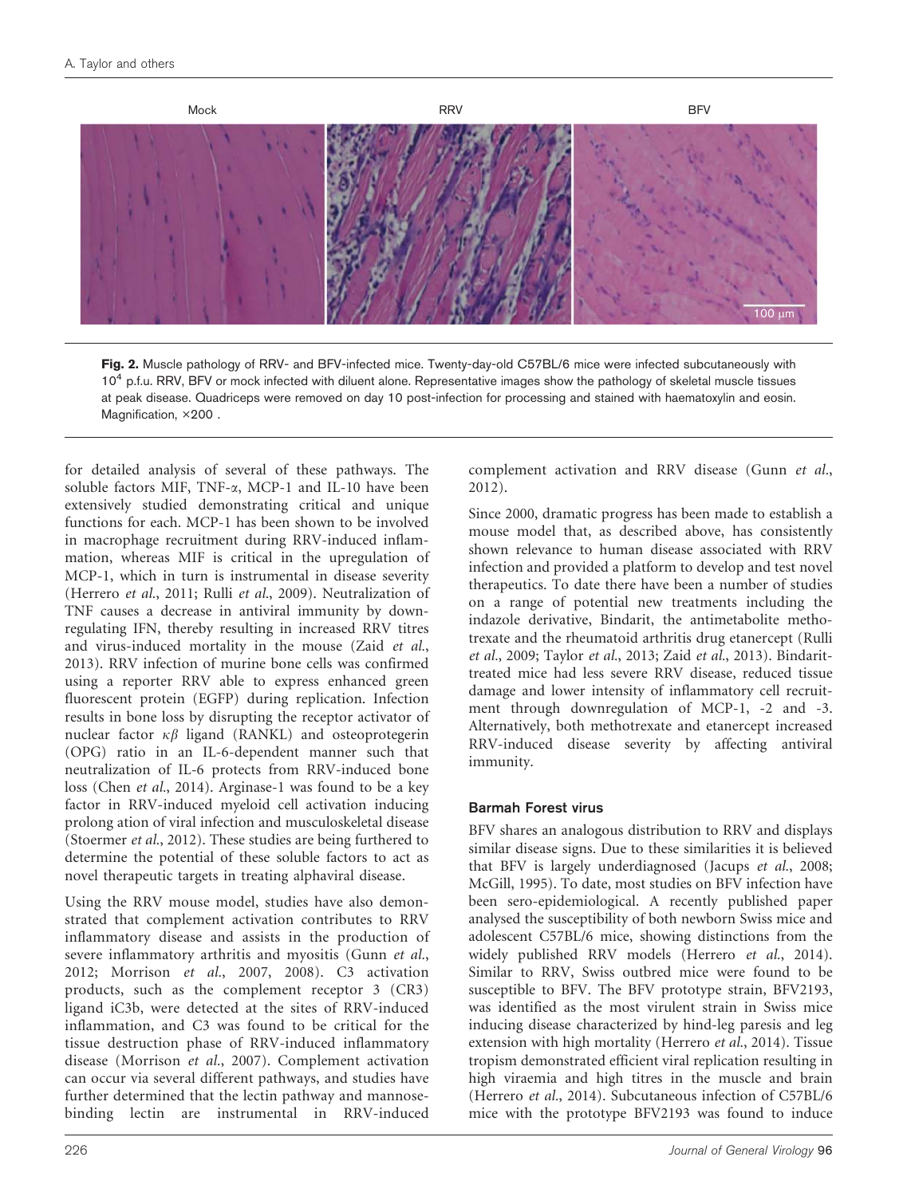Mock RRV BFV

**Fig. 2.** Muscle pathology of RRV- and BFV-infected mice. Twenty-day-old C57BL/6 mice were infected subcutaneously with $10^4$ p.f.u. RRV, BFV or mock infected with diluent alone. Representative images show the pathology of skeletal muscle tissues at peak disease. Quadriceps were removed on day 10 post-infection for processing and stained with haematoxylin and eosin. Magnification, ×200 .

for detailed analysis of several of these pathways. The soluble factors MIF, TNF-$\alpha$, MCP-1 and IL-10 have been extensively studied demonstrating critical and unique functions for each. MCP-1 has been shown to be involved in macrophage recruitment during RRV-induced inflammation, whereas MIF is critical in the upregulation of MCP-1, which in turn is instrumental in disease severity (Herrero *et al.*, 2011; Rulli *et al.*, 2009). Neutralization of TNF causes a decrease in antiviral immunity by downregulating IFN, thereby resulting in increased RRV titres and virus-induced mortality in the mouse (Zaid *et al.*, 2013). RRV infection of murine bone cells was confirmed using a reporter RRV able to express enhanced green fluorescent protein (EGFP) during replication. Infection results in bone loss by disrupting the receptor activator of nuclear factor $\kappa\beta$ ligand (RANKL) and osteoprotegerin (OPG) ratio in an IL-6-dependent manner such that neutralization of IL-6 protects from RRV-induced bone loss (Chen *et al.*, 2014). Arginase-1 was found to be a key factor in RRV-induced myeloid cell activation inducing prolong ation of viral infection and musculoskeletal disease (Stoermer *et al.*, 2012). These studies are being furthered to determine the potential of these soluble factors to act as novel therapeutic targets in treating alphaviral disease.

Using the RRV mouse model, studies have also demonstrated that complement activation contributes to RRV inflammatory disease and assists in the production of severe inflammatory arthritis and myositis (Gunn *et al.*, 2012; Morrison *et al.*, 2007, 2008). C3 activation products, such as the complement receptor 3 (CR3) ligand iC3b, were detected at the sites of RRV-induced inflammation, and C3 was found to be critical for the tissue destruction phase of RRV-induced inflammatory disease (Morrison *et al.*, 2007). Complement activation can occur via several different pathways, and studies have further determined that the lectin pathway and mannose-binding lectin are instrumental in RRV-induced complement activation and RRV disease (Gunn *et al.*, 2012).

Since 2000, dramatic progress has been made to establish a mouse model that, as described above, has consistently shown relevance to human disease associated with RRV infection and provided a platform to develop and test novel therapeutics. To date there have been a number of studies on a range of potential new treatments including the indazole derivative, Bindarit, the antimetabolite methotrexate and the rheumatoid arthritis drug etanercept (Rulli *et al.*, 2009; Taylor *et al.*, 2013; Zaid *et al.*, 2013). Bindarit-treated mice had less severe RRV disease, reduced tissue damage and lower intensity of inflammatory cell recruitment through downregulation of MCP-1, -2 and -3. Alternatively, both methotrexate and etanercept increased RRV-induced disease severity by affecting antiviral immunity.

### Barmah Forest virus

BFV shares an analogous distribution to RRV and displays similar disease signs. Due to these similarities it is believed that BFV is largely underdiagnosed (Jacups *et al.*, 2008; McGill, 1995). To date, most studies on BFV infection have been sero-epidemiological. A recently published paper analysed the susceptibility of both newborn Swiss mice and adolescent C57BL/6 mice, showing distinctions from the widely published RRV models (Herrero *et al.*, 2014). Similar to RRV, Swiss outbred mice were found to be susceptible to BFV. The BFV prototype strain, BFV2193, was identified as the most virulent strain in Swiss mice inducing disease characterized by hind-leg paresis and leg extension with high mortality (Herrero *et al.*, 2014). Tissue tropism demonstrated efficient viral replication resulting in high viraemia and high titres in the muscle and brain (Herrero *et al.*, 2014). Subcutaneous infection of C57BL/6 mice with the prototype BFV2193 was found to induce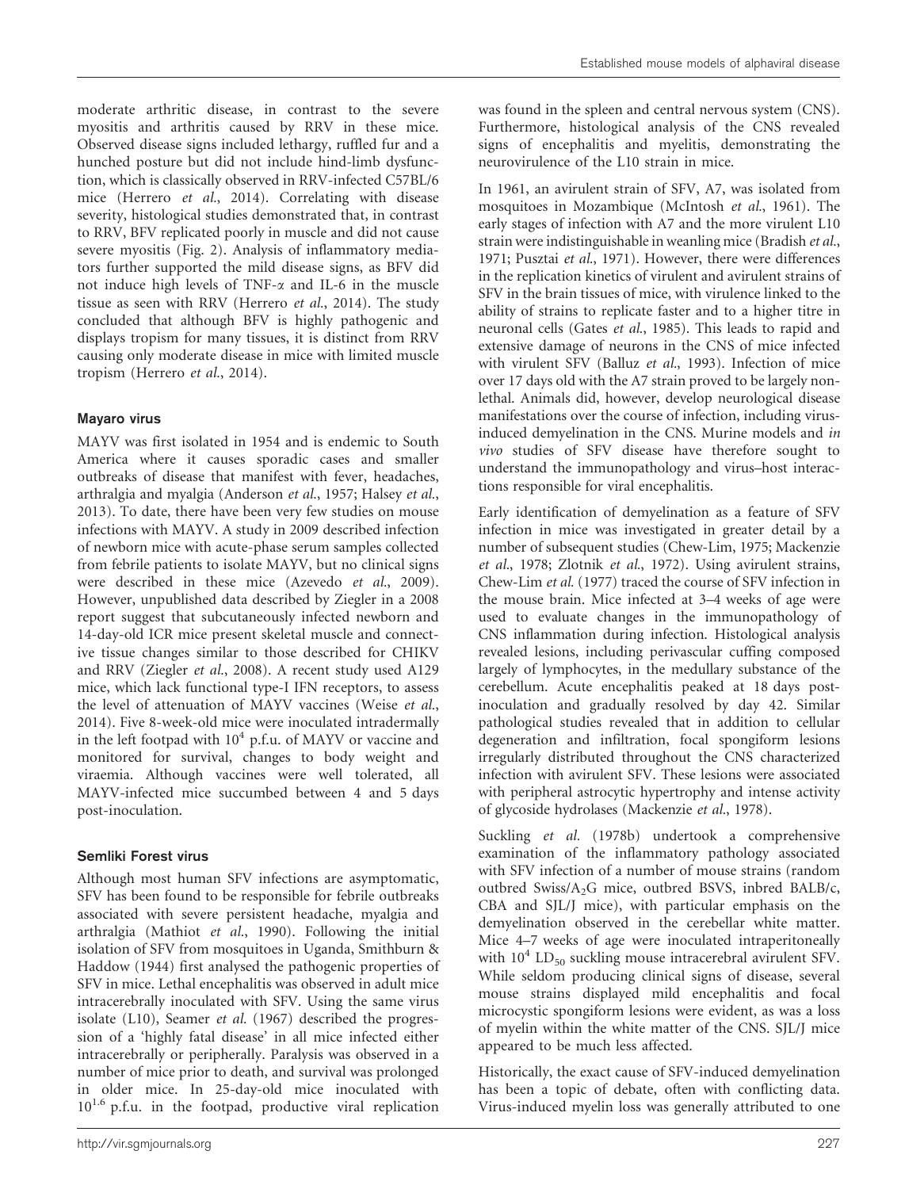moderate arthritic disease, in contrast to the severe myositis and arthritis caused by RRV in these mice. Observed disease signs included lethargy, ruffled fur and a hunched posture but did not include hind-limb dysfunction, which is classically observed in RRV-infected C57BL/6 mice (Herrero *et al.*, 2014). Correlating with disease severity, histological studies demonstrated that, in contrast to RRV, BFV replicated poorly in muscle and did not cause severe myositis (Fig. 2). Analysis of inflammatory mediators further supported the mild disease signs, as BFV did not induce high levels of TNF-$\alpha$ and IL-6 in the muscle tissue as seen with RRV (Herrero *et al.*, 2014). The study concluded that although BFV is highly pathogenic and displays tropism for many tissues, it is distinct from RRV causing only moderate disease in mice with limited muscle tropism (Herrero *et al.*, 2014).

### Mayaro virus

MAYV was first isolated in 1954 and is endemic to South America where it causes sporadic cases and smaller outbreaks of disease that manifest with fever, headaches, arthralgia and myalgia (Anderson *et al.*, 1957; Halsey *et al.*, 2013). To date, there have been very few studies on mouse infections with MAYV. A study in 2009 described infection of newborn mice with acute-phase serum samples collected from febrile patients to isolate MAYV, but no clinical signs were described in these mice (Azevedo *et al.*, 2009). However, unpublished data described by Ziegler in a 2008 report suggest that subcutaneously infected newborn and 14-day-old ICR mice present skeletal muscle and connective tissue changes similar to those described for CHIKV and RRV (Ziegler *et al.*, 2008). A recent study used A129 mice, which lack functional type-I IFN receptors, to assess the level of attenuation of MAYV vaccines (Weise *et al.*, 2014). Five 8-week-old mice were inoculated intradermally in the left footpad with $10^4$ p.f.u. of MAYV or vaccine and monitored for survival, changes to body weight and viraemia. Although vaccines were well tolerated, all MAYV-infected mice succumbed between 4 and 5 days post-inoculation.

### Semliki Forest virus

Although most human SFV infections are asymptomatic, SFV has been found to be responsible for febrile outbreaks associated with severe persistent headache, myalgia and arthralgia (Mathiot *et al.*, 1990). Following the initial isolation of SFV from mosquitoes in Uganda, Smithburn & Haddow (1944) first analysed the pathogenic properties of SFV in mice. Lethal encephalitis was observed in adult mice intracerebrally inoculated with SFV. Using the same virus isolate (L10), Seamer *et al.* (1967) described the progression of a 'highly fatal disease' in all mice infected either intracerebrally or peripherally. Paralysis was observed in a number of mice prior to death, and survival was prolonged in older mice. In 25-day-old mice inoculated with $10^{1.6}$ p.f.u. in the footpad, productive viral replication was found in the spleen and central nervous system (CNS). Furthermore, histological analysis of the CNS revealed signs of encephalitis and myelitis, demonstrating the neurovirulence of the L10 strain in mice.

In 1961, an avirulent strain of SFV, A7, was isolated from mosquitoes in Mozambique (McIntosh *et al.*, 1961). The early stages of infection with A7 and the more virulent L10 strain were indistinguishable in weanling mice (Bradish *et al.*, 1971; Pusztai *et al.*, 1971). However, there were differences in the replication kinetics of virulent and avirulent strains of SFV in the brain tissues of mice, with virulence linked to the ability of strains to replicate faster and to a higher titre in neuronal cells (Gates *et al.*, 1985). This leads to rapid and extensive damage of neurons in the CNS of mice infected with virulent SFV (Balluz *et al.*, 1993). Infection of mice over 17 days old with the A7 strain proved to be largely non-lethal. Animals did, however, develop neurological disease manifestations over the course of infection, including virus-induced demyelination in the CNS. Murine models and *in vivo* studies of SFV disease have therefore sought to understand the immunopathology and virus–host interactions responsible for viral encephalitis.

Early identification of demyelination as a feature of SFV infection in mice was investigated in greater detail by a number of subsequent studies (Chew-Lim, 1975; Mackenzie *et al.*, 1978; Zlotnik *et al.*, 1972). Using avirulent strains, Chew-Lim *et al.* (1977) traced the course of SFV infection in the mouse brain. Mice infected at 3–4 weeks of age were used to evaluate changes in the immunopathology of CNS inflammation during infection. Histological analysis revealed lesions, including perivascular cuffing composed largely of lymphocytes, in the medullary substance of the cerebellum. Acute encephalitis peaked at 18 days post-inoculation and gradually resolved by day 42. Similar pathological studies revealed that in addition to cellular degeneration and infiltration, focal spongiform lesions irregularly distributed throughout the CNS characterized infection with avirulent SFV. These lesions were associated with peripheral astrocytic hypertrophy and intense activity of glycoside hydrolases (Mackenzie *et al.*, 1978).

Suckling *et al.* (1978b) undertook a comprehensive examination of the inflammatory pathology associated with SFV infection of a number of mouse strains (random outbred Swiss/$A_2G$ mice, outbred BSVS, inbred BALB/c, CBA and SJL/J mice), with particular emphasis on the demyelination observed in the cerebellar white matter. Mice 4–7 weeks of age were inoculated intraperitoneally with $10^4$ $LD_{50}$ suckling mouse intracerebral avirulent SFV. While seldom producing clinical signs of disease, several mouse strains displayed mild encephalitis and focal microcystic spongiform lesions were evident, as was a loss of myelin within the white matter of the CNS. SJL/J mice appeared to be much less affected.

Historically, the exact cause of SFV-induced demyelination has been a topic of debate, often with conflicting data. Virus-induced myelin loss was generally attributed to one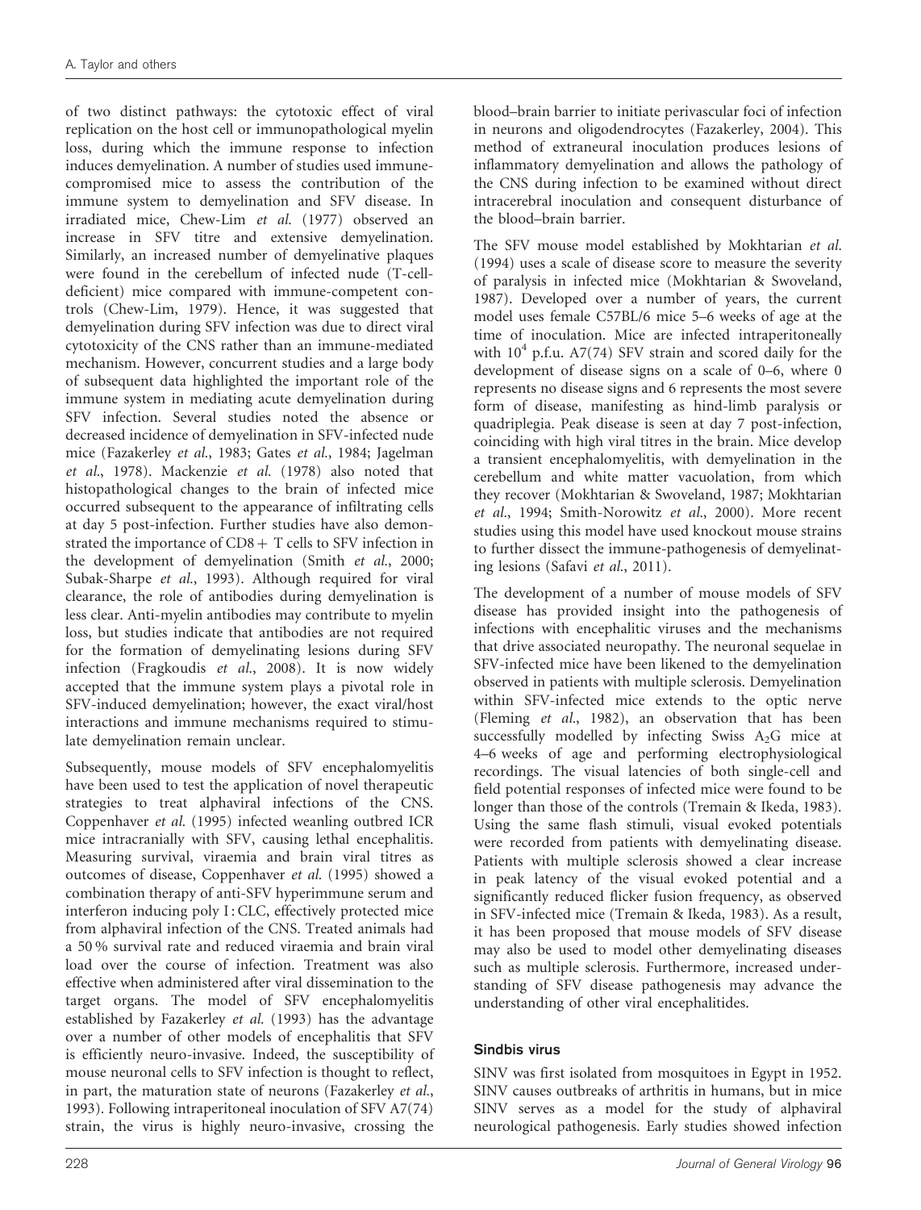of two distinct pathways: the cytotoxic effect of viral replication on the host cell or immunopathological myelin loss, during which the immune response to infection induces demyelination. A number of studies used immune-compromised mice to assess the contribution of the immune system to demyelination and SFV disease. In irradiated mice, Chew-Lim *et al.* (1977) observed an increase in SFV titre and extensive demyelination. Similarly, an increased number of demyelinative plaques were found in the cerebellum of infected nude (T-cell-deficient) mice compared with immune-competent controls (Chew-Lim, 1979). Hence, it was suggested that demyelination during SFV infection was due to direct viral cytotoxicity of the CNS rather than an immune-mediated mechanism. However, concurrent studies and a large body of subsequent data highlighted the important role of the immune system in mediating acute demyelination during SFV infection. Several studies noted the absence or decreased incidence of demyelination in SFV-infected nude mice (Fazakerley *et al.*, 1983; Gates *et al.*, 1984; Jagelman *et al.*, 1978). Mackenzie *et al.* (1978) also noted that histopathological changes to the brain of infected mice occurred subsequent to the appearance of infiltrating cells at day 5 post-infection. Further studies have also demonstrated the importance of CD8 + T cells to SFV infection in the development of demyelination (Smith *et al.*, 2000; Subak-Sharpe *et al.*, 1993). Although required for viral clearance, the role of antibodies during demyelination is less clear. Anti-myelin antibodies may contribute to myelin loss, but studies indicate that antibodies are not required for the formation of demyelinating lesions during SFV infection (Fragkoudis *et al.*, 2008). It is now widely accepted that the immune system plays a pivotal role in SFV-induced demyelination; however, the exact viral/host interactions and immune mechanisms required to stimulate demyelination remain unclear.

Subsequently, mouse models of SFV encephalomyelitis have been used to test the application of novel therapeutic strategies to treat alphaviral infections of the CNS. Coppenhaver *et al.* (1995) infected weanling outbred ICR mice intracranially with SFV, causing lethal encephalitis. Measuring survival, viraemia and brain viral titres as outcomes of disease, Coppenhaver *et al.* (1995) showed a combination therapy of anti-SFV hyperimmune serum and interferon inducing poly I : CLC, effectively protected mice from alphaviral infection of the CNS. Treated animals had a 50 % survival rate and reduced viraemia and brain viral load over the course of infection. Treatment was also effective when administered after viral dissemination to the target organs. The model of SFV encephalomyelitis established by Fazakerley *et al.* (1993) has the advantage over a number of other models of encephalitis that SFV is efficiently neuro-invasive. Indeed, the susceptibility of mouse neuronal cells to SFV infection is thought to reflect, in part, the maturation state of neurons (Fazakerley *et al.*, 1993). Following intraperitoneal inoculation of SFV A7(74) strain, the virus is highly neuro-invasive, crossing the blood–brain barrier to initiate perivascular foci of infection in neurons and oligodendrocytes (Fazakerley, 2004). This method of extraneural inoculation produces lesions of inflammatory demyelination and allows the pathology of the CNS during infection to be examined without direct intracerebral inoculation and consequent disturbance of the blood–brain barrier.

The SFV mouse model established by Mokhtarian *et al.* (1994) uses a scale of disease score to measure the severity of paralysis in infected mice (Mokhtarian & Swoveland, 1987). Developed over a number of years, the current model uses female C57BL/6 mice 5–6 weeks of age at the time of inoculation. Mice are infected intraperitoneally with $10^4$ p.f.u. A7(74) SFV strain and scored daily for the development of disease signs on a scale of 0–6, where 0 represents no disease signs and 6 represents the most severe form of disease, manifesting as hind-limb paralysis or quadriplegia. Peak disease is seen at day 7 post-infection, coinciding with high viral titres in the brain. Mice develop a transient encephalomyelitis, with demyelination in the cerebellum and white matter vacuolation, from which they recover (Mokhtarian & Swoveland, 1987; Mokhtarian *et al.*, 1994; Smith-Norowitz *et al.*, 2000). More recent studies using this model have used knockout mouse strains to further dissect the immune-pathogenesis of demyelinating lesions (Safavi *et al.*, 2011).

The development of a number of mouse models of SFV disease has provided insight into the pathogenesis of infections with encephalitic viruses and the mechanisms that drive associated neuropathy. The neuronal sequelae in SFV-infected mice have been likened to the demyelination observed in patients with multiple sclerosis. Demyelination within SFV-infected mice extends to the optic nerve (Fleming *et al.*, 1982), an observation that has been successfully modelled by infecting Swiss $A_2G$ mice at 4–6 weeks of age and performing electrophysiological recordings. The visual latencies of both single-cell and field potential responses of infected mice were found to be longer than those of the controls (Tremain & Ikeda, 1983). Using the same flash stimuli, visual evoked potentials were recorded from patients with demyelinating disease. Patients with multiple sclerosis showed a clear increase in peak latency of the visual evoked potential and a significantly reduced flicker fusion frequency, as observed in SFV-infected mice (Tremain & Ikeda, 1983). As a result, it has been proposed that mouse models of SFV disease may also be used to model other demyelinating diseases such as multiple sclerosis. Furthermore, increased understanding of SFV disease pathogenesis may advance the understanding of other viral encephalitides.

### Sindbis virus

SINV was first isolated from mosquitoes in Egypt in 1952. SINV causes outbreaks of arthritis in humans, but in mice SINV serves as a model for the study of alphaviral neurological pathogenesis. Early studies showed infection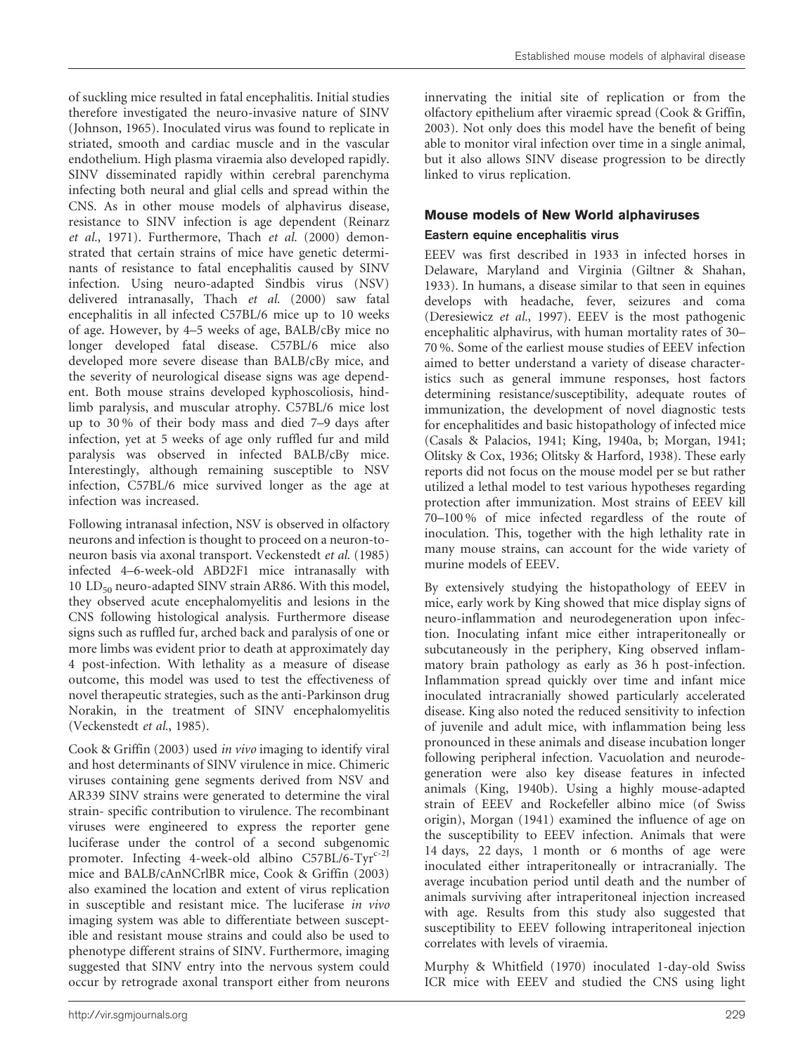of suckling mice resulted in fatal encephalitis. Initial studies therefore investigated the neuro-invasive nature of SINV (Johnson, 1965). Inoculated virus was found to replicate in striated, smooth and cardiac muscle and in the vascular endothelium. High plasma viraemia also developed rapidly. SINV disseminated rapidly within cerebral parenchyma infecting both neural and glial cells and spread within the CNS. As in other mouse models of alphavirus disease, resistance to SINV infection is age dependent (Reinarz *et al.*, 1971). Furthermore, Thach *et al.* (2000) demonstrated that certain strains of mice have genetic determinants of resistance to fatal encephalitis caused by SINV infection. Using neuro-adapted Sindbis virus (NSV) delivered intranasally, Thach *et al.* (2000) saw fatal encephalitis in all infected C57BL/6 mice up to 10 weeks of age. However, by 4–5 weeks of age, BALB/cBy mice no longer developed fatal disease. C57BL/6 mice also developed more severe disease than BALB/cBy mice, and the severity of neurological disease signs was age dependent. Both mouse strains developed kyphoscoliosis, hindlimb paralysis, and muscular atrophy. C57BL/6 mice lost up to 30 % of their body mass and died 7–9 days after infection, yet at 5 weeks of age only ruffled fur and mild paralysis was observed in infected BALB/cBy mice. Interestingly, although remaining susceptible to NSV infection, C57BL/6 mice survived longer as the age at infection was increased.

Following intranasal infection, NSV is observed in olfactory neurons and infection is thought to proceed on a neuron-to-neuron basis via axonal transport. Veckenstedt *et al.* (1985) infected 4–6-week-old ABD2F1 mice intranasally with 10 $LD_{50}$ neuro-adapted SINV strain AR86. With this model, they observed acute encephalomyelitis and lesions in the CNS following histological analysis. Furthermore disease signs such as ruffled fur, arched back and paralysis of one or more limbs was evident prior to death at approximately day 4 post-infection. With lethality as a measure of disease outcome, this model was used to test the effectiveness of novel therapeutic strategies, such as the anti-Parkinson drug Norakin, in the treatment of SINV encephalomyelitis (Veckenstedt *et al.*, 1985).

Cook & Griffin (2003) used *in vivo* imaging to identify viral and host determinants of SINV virulence in mice. Chimeric viruses containing gene segments derived from NSV and AR339 SINV strains were generated to determine the viral strain- specific contribution to virulence. The recombinant viruses were engineered to express the reporter gene luciferase under the control of a second subgenomic promoter. Infecting 4-week-old albino C57BL/6-Tyr$^{c-2J}$ mice and BALB/cAnNCrlBR mice, Cook & Griffin (2003) also examined the location and extent of virus replication in susceptible and resistant mice. The luciferase *in vivo* imaging system was able to differentiate between susceptible and resistant mouse strains and could also be used to phenotype different strains of SINV. Furthermore, imaging suggested that SINV entry into the nervous system could occur by retrograde axonal transport either from neurons innervating the initial site of replication or from the olfactory epithelium after viraemic spread (Cook & Griffin, 2003). Not only does this model have the benefit of being able to monitor viral infection over time in a single animal, but it also allows SINV disease progression to be directly linked to virus replication.

## Mouse models of New World alphaviruses

### Eastern equine encephalitis virus

EEEV was first described in 1933 in infected horses in Delaware, Maryland and Virginia (Giltner & Shahan, 1933). In humans, a disease similar to that seen in equines develops with headache, fever, seizures and coma (Deresiewicz *et al.*, 1997). EEEV is the most pathogenic encephalitic alphavirus, with human mortality rates of 30–70 %. Some of the earliest mouse studies of EEEV infection aimed to better understand a variety of disease characteristics such as general immune responses, host factors determining resistance/susceptibility, adequate routes of immunization, the development of novel diagnostic tests for encephalitides and basic histopathology of infected mice (Casals & Palacios, 1941; King, 1940a, b; Morgan, 1941; Olitsky & Cox, 1936; Olitsky & Harford, 1938). These early reports did not focus on the mouse model per se but rather utilized a lethal model to test various hypotheses regarding protection after immunization. Most strains of EEEV kill 70–100 % of mice infected regardless of the route of inoculation. This, together with the high lethality rate in many mouse strains, can account for the wide variety of murine models of EEEV.

By extensively studying the histopathology of EEEV in mice, early work by King showed that mice display signs of neuro-inflammation and neurodegeneration upon infection. Inoculating infant mice either intraperitoneally or subcutaneously in the periphery, King observed inflammatory brain pathology as early as 36 h post-infection. Inflammation spread quickly over time and infant mice inoculated intracranially showed particularly accelerated disease. King also noted the reduced sensitivity to infection of juvenile and adult mice, with inflammation being less pronounced in these animals and disease incubation longer following peripheral infection. Vacuolation and neurodegeneration were also key disease features in infected animals (King, 1940b). Using a highly mouse-adapted strain of EEEV and Rockefeller albino mice (of Swiss origin), Morgan (1941) examined the influence of age on the susceptibility to EEEV infection. Animals that were 14 days, 22 days, 1 month or 6 months of age were inoculated either intraperitoneally or intracranially. The average incubation period until death and the number of animals surviving after intraperitoneal injection increased with age. Results from this study also suggested that susceptibility to EEEV following intraperitoneal injection correlates with levels of viraemia.

Murphy & Whitfield (1970) inoculated 1-day-old Swiss ICR mice with EEEV and studied the CNS using light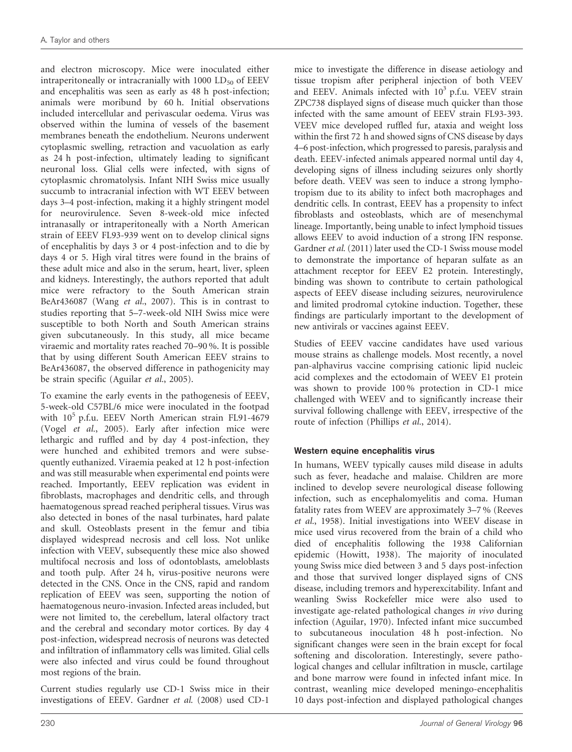and electron microscopy. Mice were inoculated either intraperitoneally or intracranially with 1000 $LD_{50}$ of EEEV and encephalitis was seen as early as 48 h post-infection; animals were moribund by 60 h. Initial observations included intercellular and perivascular oedema. Virus was observed within the lumina of vessels of the basement membranes beneath the endothelium. Neurons underwent cytoplasmic swelling, retraction and vacuolation as early as 24 h post-infection, ultimately leading to significant neuronal loss. Glial cells were infected, with signs of cytoplasmic chromatolysis. Infant NIH Swiss mice usually succumb to intracranial infection with WT EEEV between days 3–4 post-infection, making it a highly stringent model for neurovirulence. Seven 8-week-old mice infected intranasally or intraperitoneally with a North American strain of EEEV FL93-939 went on to develop clinical signs of encephalitis by days 3 or 4 post-infection and to die by days 4 or 5. High viral titres were found in the brains of these adult mice and also in the serum, heart, liver, spleen and kidneys. Interestingly, the authors reported that adult mice were refractory to the South American strain BeAr436087 (Wang *et al.*, 2007). This is in contrast to studies reporting that 5–7-week-old NIH Swiss mice were susceptible to both North and South American strains given subcutaneously. In this study, all mice became viraemic and mortality rates reached 70–90 %. It is possible that by using different South American EEEV strains to BeAr436087, the observed difference in pathogenicity may be strain specific (Aguilar *et al.*, 2005).

To examine the early events in the pathogenesis of EEEV, 5-week-old C57BL/6 mice were inoculated in the footpad with $10^5$ p.f.u. EEEV North American strain FL91-4679 (Vogel *et al.*, 2005). Early after infection mice were lethargic and ruffled and by day 4 post-infection, they were hunched and exhibited tremors and were subsequently euthanized. Viraemia peaked at 12 h post-infection and was still measurable when experimental end points were reached. Importantly, EEEV replication was evident in fibroblasts, macrophages and dendritic cells, and through haematogenous spread reached peripheral tissues. Virus was also detected in bones of the nasal turbinates, hard palate and skull. Osteoblasts present in the femur and tibia displayed widespread necrosis and cell loss. Not unlike infection with VEEV, subsequently these mice also showed multifocal necrosis and loss of odontoblasts, ameloblasts and tooth pulp. After 24 h, virus-positive neurons were detected in the CNS. Once in the CNS, rapid and random replication of EEEV was seen, supporting the notion of haematogenous neuro-invasion. Infected areas included, but were not limited to, the cerebellum, lateral olfactory tract and the cerebral and secondary motor cortices. By day 4 post-infection, widespread necrosis of neurons was detected and infiltration of inflammatory cells was limited. Glial cells were also infected and virus could be found throughout most regions of the brain.

Current studies regularly use CD-1 Swiss mice in their investigations of EEEV. Gardner *et al.* (2008) used CD-1 mice to investigate the difference in disease aetiology and tissue tropism after peripheral injection of both VEEV and EEEV. Animals infected with $10^3$ p.f.u. VEEV strain ZPC738 displayed signs of disease much quicker than those infected with the same amount of EEEV strain FL93-393. VEEV mice developed ruffled fur, ataxia and weight loss within the first 72 h and showed signs of CNS disease by days 4–6 post-infection, which progressed to paresis, paralysis and death. EEEV-infected animals appeared normal until day 4, developing signs of illness including seizures only shortly before death. VEEV was seen to induce a strong lymphotropism due to its ability to infect both macrophages and dendritic cells. In contrast, EEEV has a propensity to infect fibroblasts and osteoblasts, which are of mesenchymal lineage. Importantly, being unable to infect lymphoid tissues allows EEEV to avoid induction of a strong IFN response. Gardner *et al.* (2011) later used the CD-1 Swiss mouse model to demonstrate the importance of heparan sulfate as an attachment receptor for EEEV E2 protein. Interestingly, binding was shown to contribute to certain pathological aspects of EEEV disease including seizures, neurovirulence and limited prodromal cytokine induction. Together, these findings are particularly important to the development of new antivirals or vaccines against EEEV.

Studies of EEEV vaccine candidates have used various mouse strains as challenge models. Most recently, a novel pan-alphavirus vaccine comprising cationic lipid nucleic acid complexes and the ectodomain of WEEV E1 protein was shown to provide 100 % protection in CD-1 mice challenged with WEEV and to significantly increase their survival following challenge with EEEV, irrespective of the route of infection (Phillips *et al.*, 2014).

### Western equine encephalitis virus

In humans, WEEV typically causes mild disease in adults such as fever, headache and malaise. Children are more inclined to develop severe neurological disease following infection, such as encephalomyelitis and coma. Human fatality rates from WEEV are approximately 3–7 % (Reeves *et al.*, 1958). Initial investigations into WEEV disease in mice used virus recovered from the brain of a child who died of encephalitis following the 1938 Californian epidemic (Howitt, 1938). The majority of inoculated young Swiss mice died between 3 and 5 days post-infection and those that survived longer displayed signs of CNS disease, including tremors and hyperexcitability. Infant and weanling Swiss Rockefeller mice were also used to investigate age-related pathological changes *in vivo* during infection (Aguilar, 1970). Infected infant mice succumbed to subcutaneous inoculation 48 h post-infection. No significant changes were seen in the brain except for focal softening and discoloration. Interestingly, severe pathological changes and cellular infiltration in muscle, cartilage and bone marrow were found in infected infant mice. In contrast, weanling mice developed meningo-encephalitis 10 days post-infection and displayed pathological changes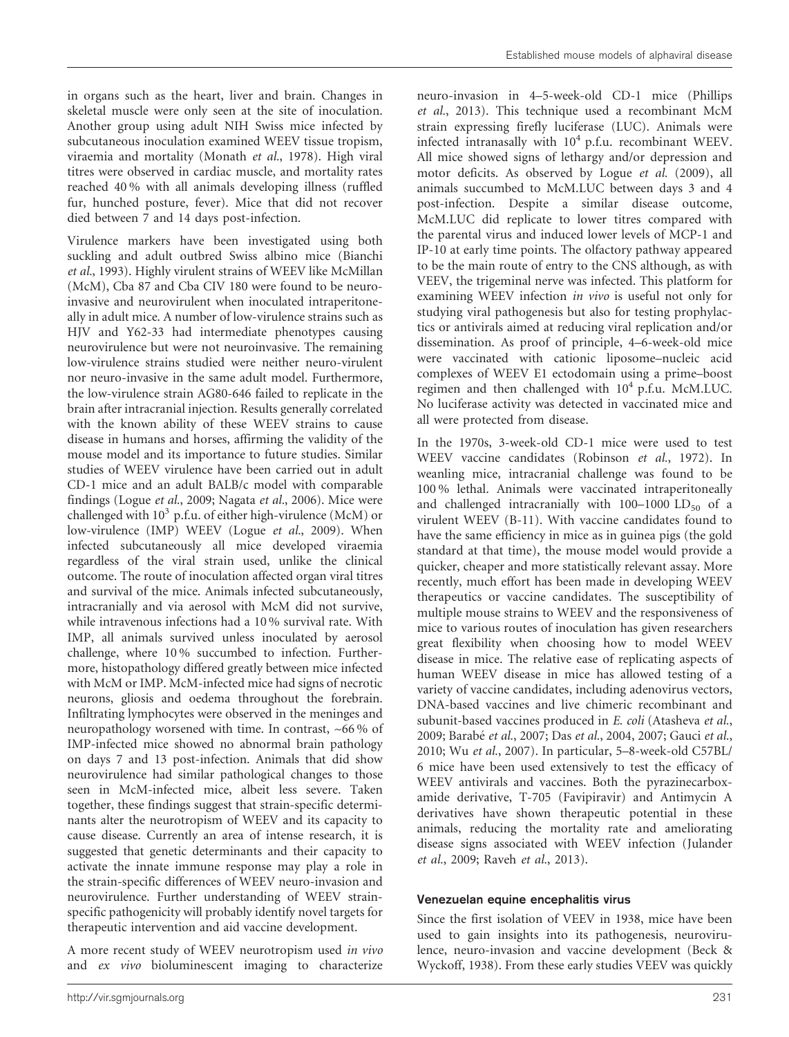in organs such as the heart, liver and brain. Changes in skeletal muscle were only seen at the site of inoculation. Another group using adult NIH Swiss mice infected by subcutaneous inoculation examined WEEV tissue tropism, viraemia and mortality (Monath *et al.*, 1978). High viral titres were observed in cardiac muscle, and mortality rates reached 40 % with all animals developing illness (ruffled fur, hunched posture, fever). Mice that did not recover died between 7 and 14 days post-infection.

Virulence markers have been investigated using both suckling and adult outbred Swiss albino mice (Bianchi *et al.*, 1993). Highly virulent strains of WEEV like McMillan (McM), Cba 87 and Cba CIV 180 were found to be neuro-invasive and neurovirulent when inoculated intraperitoneally in adult mice. A number of low-virulence strains such as HJV and Y62-33 had intermediate phenotypes causing neurovirulence but were not neuroinvasive. The remaining low-virulence strains studied were neither neuro-virulent nor neuro-invasive in the same adult model. Furthermore, the low-virulence strain AG80-646 failed to replicate in the brain after intracranial injection. Results generally correlated with the known ability of these WEEV strains to cause disease in humans and horses, affirming the validity of the mouse model and its importance to future studies. Similar studies of WEEV virulence have been carried out in adult CD-1 mice and an adult BALB/c model with comparable findings (Logue *et al.*, 2009; Nagata *et al.*, 2006). Mice were challenged with $10^3$ p.f.u. of either high-virulence (McM) or low-virulence (IMP) WEEV (Logue *et al.*, 2009). When infected subcutaneously all mice developed viraemia regardless of the viral strain used, unlike the clinical outcome. The route of inoculation affected organ viral titres and survival of the mice. Animals infected subcutaneously, intracranially and via aerosol with McM did not survive, while intravenous infections had a 10 % survival rate. With IMP, all animals survived unless inoculated by aerosol challenge, where 10 % succumbed to infection. Furthermore, histopathology differed greatly between mice infected with McM or IMP. McM-infected mice had signs of necrotic neurons, gliosis and oedema throughout the forebrain. Infiltrating lymphocytes were observed in the meninges and neuropathology worsened with time. In contrast, ~66 % of IMP-infected mice showed no abnormal brain pathology on days 7 and 13 post-infection. Animals that did show neurovirulence had similar pathological changes to those seen in McM-infected mice, albeit less severe. Taken together, these findings suggest that strain-specific determinants alter the neurotropism of WEEV and its capacity to cause disease. Currently an area of intense research, it is suggested that genetic determinants and their capacity to activate the innate immune response may play a role in the strain-specific differences of WEEV neuro-invasion and neurovirulence. Further understanding of WEEV strain-specific pathogenicity will probably identify novel targets for therapeutic intervention and aid vaccine development.

A more recent study of WEEV neurotropism used *in vivo* and *ex vivo* bioluminescent imaging to characterize neuro-invasion in 4–5-week-old CD-1 mice (Phillips *et al.*, 2013). This technique used a recombinant McM strain expressing firefly luciferase (LUC). Animals were infected intranasally with $10^4$ p.f.u. recombinant WEEV. All mice showed signs of lethargy and/or depression and motor deficits. As observed by Logue *et al.* (2009), all animals succumbed to McM.LUC between days 3 and 4 post-infection. Despite a similar disease outcome, McM.LUC did replicate to lower titres compared with the parental virus and induced lower levels of MCP-1 and IP-10 at early time points. The olfactory pathway appeared to be the main route of entry to the CNS although, as with VEEV, the trigeminal nerve was infected. This platform for examining WEEV infection *in vivo* is useful not only for studying viral pathogenesis but also for testing prophylactics or antivirals aimed at reducing viral replication and/or dissemination. As proof of principle, 4–6-week-old mice were vaccinated with cationic liposome–nucleic acid complexes of WEEV E1 ectodomain using a prime–boost regimen and then challenged with $10^4$ p.f.u. McM.LUC. No luciferase activity was detected in vaccinated mice and all were protected from disease.

In the 1970s, 3-week-old CD-1 mice were used to test WEEV vaccine candidates (Robinson *et al.*, 1972). In weanling mice, intracranial challenge was found to be 100 % lethal. Animals were vaccinated intraperitoneally and challenged intracranially with 100–1000 $LD_{50}$ of a virulent WEEV (B-11). With vaccine candidates found to have the same efficiency in mice as in guinea pigs (the gold standard at that time), the mouse model would provide a quicker, cheaper and more statistically relevant assay. More recently, much effort has been made in developing WEEV therapeutics or vaccine candidates. The susceptibility of multiple mouse strains to WEEV and the responsiveness of mice to various routes of inoculation has given researchers great flexibility when choosing how to model WEEV disease in mice. The relative ease of replicating aspects of human WEEV disease in mice has allowed testing of a variety of vaccine candidates, including adenovirus vectors, DNA-based vaccines and live chimeric recombinant and subunit-based vaccines produced in *E. coli* (Atasheva *et al.*, 2009; Barabé *et al.*, 2007; Das *et al.*, 2004, 2007; Gauci *et al.*, 2010; Wu *et al.*, 2007). In particular, 5–8-week-old C57BL/6 mice have been used extensively to test the efficacy of WEEV antivirals and vaccines. Both the pyrazinecarboxamide derivative, T-705 (Favipiravir) and Antimycin A derivatives have shown therapeutic potential in these animals, reducing the mortality rate and ameliorating disease signs associated with WEEV infection (Julander *et al.*, 2009; Raveh *et al.*, 2013).

### Venezuelan equine encephalitis virus

Since the first isolation of VEEV in 1938, mice have been used to gain insights into its pathogenesis, neurovirulence, neuro-invasion and vaccine development (Beck & Wyckoff, 1938). From these early studies VEEV was quickly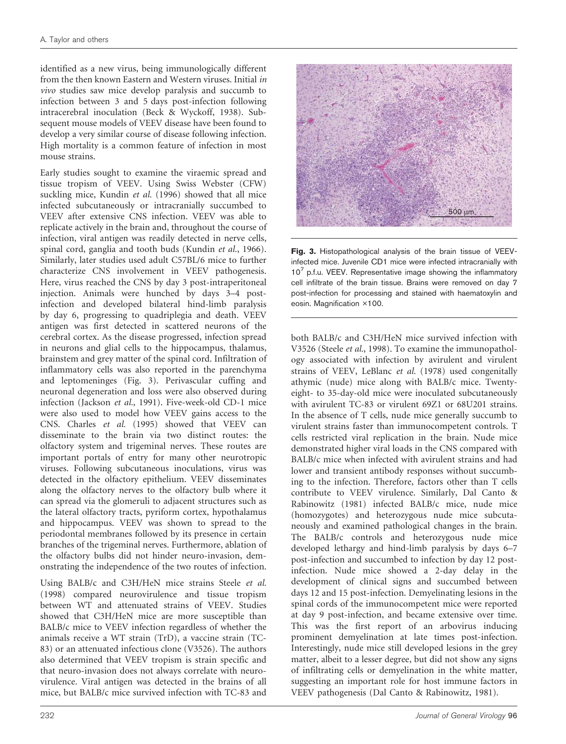identified as a new virus, being immunologically different from the then known Eastern and Western viruses. Initial *in vivo* studies saw mice develop paralysis and succumb to infection between 3 and 5 days post-infection following intracerebral inoculation (Beck & Wyckoff, 1938). Subsequent mouse models of VEEV disease have been found to develop a very similar course of disease following infection. High mortality is a common feature of infection in most mouse strains.

Early studies sought to examine the viraemic spread and tissue tropism of VEEV. Using Swiss Webster (CFW) suckling mice, Kundin *et al.* (1996) showed that all mice infected subcutaneously or intracranially succumbed to VEEV after extensive CNS infection. VEEV was able to replicate actively in the brain and, throughout the course of infection, viral antigen was readily detected in nerve cells, spinal cord, ganglia and tooth buds (Kundin *et al.*, 1966). Similarly, later studies used adult C57BL/6 mice to further characterize CNS involvement in VEEV pathogenesis. Here, virus reached the CNS by day 3 post-intraperitoneal injection. Animals were hunched by days 3–4 post-infection and developed bilateral hind-limb paralysis by day 6, progressing to quadriplegia and death. VEEV antigen was first detected in scattered neurons of the cerebral cortex. As the disease progressed, infection spread in neurons and glial cells to the hippocampus, thalamus, brainstem and grey matter of the spinal cord. Infiltration of inflammatory cells was also reported in the parenchyma and leptomeninges (Fig. 3). Perivascular cuffing and neuronal degeneration and loss were also observed during infection (Jackson *et al.*, 1991). Five-week-old CD-1 mice were also used to model how VEEV gains access to the CNS. Charles *et al.* (1995) showed that VEEV can disseminate to the brain via two distinct routes: the olfactory system and trigeminal nerves. These routes are important portals of entry for many other neurotropic viruses. Following subcutaneous inoculations, virus was detected in the olfactory epithelium. VEEV disseminates along the olfactory nerves to the olfactory bulb where it can spread via the glomeruli to adjacent structures such as the lateral olfactory tracts, pyriform cortex, hypothalamus and hippocampus. VEEV was shown to spread to the periodontal membranes followed by its presence in certain branches of the trigeminal nerves. Furthermore, ablation of the olfactory bulbs did not hinder neuro-invasion, demonstrating the independence of the two routes of infection.

Using BALB/c and C3H/HeN mice strains Steele *et al.* (1998) compared neurovirulence and tissue tropism between WT and attenuated strains of VEEV. Studies showed that C3H/HeN mice are more susceptible than BALB/c mice to VEEV infection regardless of whether the animals receive a WT strain (TrD), a vaccine strain (TC-83) or an attenuated infectious clone (V3526). The authors also determined that VEEV tropism is strain specific and that neuro-invasion does not always correlate with neurovirulence. Viral antigen was detected in the brains of all mice, but BALB/c mice survived infection with TC-83 and both BALB/c and C3H/HeN mice survived infection with V3526 (Steele *et al.*, 1998). To examine the immunopathology associated with infection by avirulent and virulent strains of VEEV, LeBlanc *et al.* (1978) used congenitally athymic (nude) mice along with BALB/c mice. Twenty-eight- to 35-day-old mice were inoculated subcutaneously with avirulent TC-83 or virulent 69Z1 or 68U201 strains. In the absence of T cells, nude mice generally succumb to virulent strains faster than immunocompetent controls. T cells restricted viral replication in the brain. Nude mice demonstrated higher viral loads in the CNS compared with BALB/c mice when infected with avirulent strains and had lower and transient antibody responses without succumbing to the infection. Therefore, factors other than T cells contribute to VEEV virulence. Similarly, Dal Canto & Rabinowitz (1981) infected BALB/c mice, nude mice (homozygotes) and heterozygous nude mice subcutaneously and examined pathological changes in the brain. The BALB/c controls and heterozygous nude mice developed lethargy and hind-limb paralysis by days 6–7 post-infection and succumbed to infection by day 12 post-infection. Nude mice showed a 2-day delay in the development of clinical signs and succumbed between days 12 and 15 post-infection. Demyelinating lesions in the spinal cords of the immunocompetent mice were reported at day 9 post-infection, and became extensive over time. This was the first report of an arbovirus inducing prominent demyelination at late times post-infection. Interestingly, nude mice still developed lesions in the grey matter, albeit to a lesser degree, but did not show any signs of infiltrating cells or demyelination in the white matter, suggesting an important role for host immune factors in VEEV pathogenesis (Dal Canto & Rabinowitz, 1981).

**Fig. 3.** Histopathological analysis of the brain tissue of VEEV-infected mice. Juvenile CD1 mice were infected intracranially with $10^7$ p.f.u. VEEV. Representative image showing the inflammatory cell infiltrate of the brain tissue. Brains were removed on day 7 post-infection for processing and stained with haematoxylin and eosin. Magnification ×100.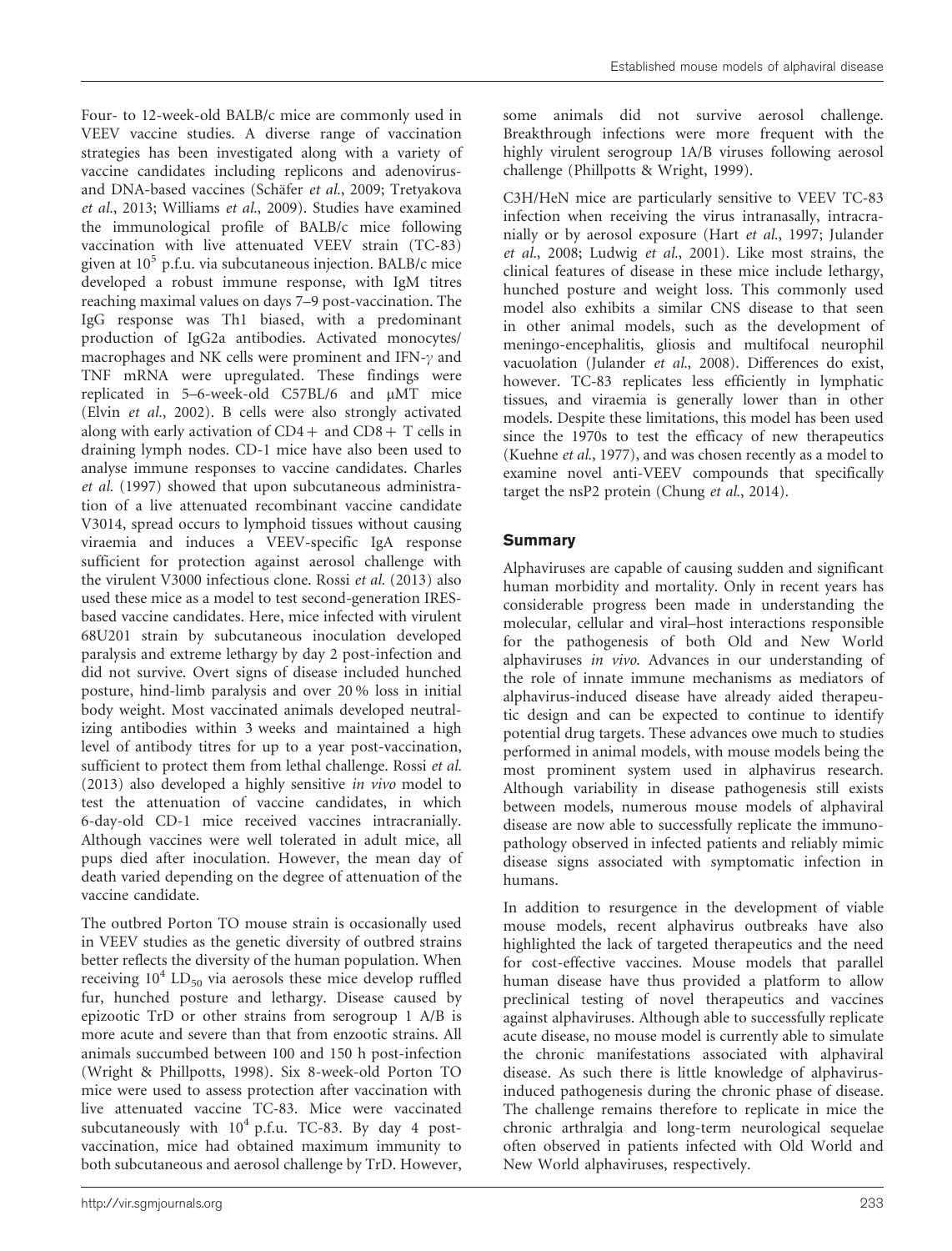Four- to 12-week-old BALB/c mice are commonly used in VEEV vaccine studies. A diverse range of vaccination strategies has been investigated along with a variety of vaccine candidates including replicons and adenovirus- and DNA-based vaccines (Schäfer *et al.*, 2009; Tretyakova *et al.*, 2013; Williams *et al.*, 2009). Studies have examined the immunological profile of BALB/c mice following vaccination with live attenuated VEEV strain (TC-83) given at $10^5$ p.f.u. via subcutaneous injection. BALB/c mice developed a robust immune response, with IgM titres reaching maximal values on days 7–9 post-vaccination. The IgG response was Th1 biased, with a predominant production of IgG2a antibodies. Activated monocytes/macrophages and NK cells were prominent and IFN-$\gamma$ and TNF mRNA were upregulated. These findings were replicated in 5–6-week-old C57BL/6 and μMT mice (Elvin *et al.*, 2002). B cells were also strongly activated along with early activation of CD4+ and CD8+ T cells in draining lymph nodes. CD-1 mice have also been used to analyse immune responses to vaccine candidates. Charles *et al.* (1997) showed that upon subcutaneous administration of a live attenuated recombinant vaccine candidate V3014, spread occurs to lymphoid tissues without causing viraemia and induces a VEEV-specific IgA response sufficient for protection against aerosol challenge with the virulent V3000 infectious clone. Rossi *et al.* (2013) also used these mice as a model to test second-generation IRES-based vaccine candidates. Here, mice infected with virulent 68U201 strain by subcutaneous inoculation developed paralysis and extreme lethargy by day 2 post-infection and did not survive. Overt signs of disease included hunched posture, hind-limb paralysis and over 20 % loss in initial body weight. Most vaccinated animals developed neutralizing antibodies within 3 weeks and maintained a high level of antibody titres for up to a year post-vaccination, sufficient to protect them from lethal challenge. Rossi *et al.* (2013) also developed a highly sensitive *in vivo* model to test the attenuation of vaccine candidates, in which 6-day-old CD-1 mice received vaccines intracranially. Although vaccines were well tolerated in adult mice, all pups died after inoculation. However, the mean day of death varied depending on the degree of attenuation of the vaccine candidate.

The outbred Porton TO mouse strain is occasionally used in VEEV studies as the genetic diversity of outbred strains better reflects the diversity of the human population. When receiving $10^4$ $LD_{50}$ via aerosols these mice develop ruffled fur, hunched posture and lethargy. Disease caused by epizootic TrD or other strains from serogroup 1 A/B is more acute and severe than that from enzootic strains. All animals succumbed between 100 and 150 h post-infection (Wright & Phillpotts, 1998). Six 8-week-old Porton TO mice were used to assess protection after vaccination with live attenuated vaccine TC-83. Mice were vaccinated subcutaneously with $10^4$ p.f.u. TC-83. By day 4 post-vaccination, mice had obtained maximum immunity to both subcutaneous and aerosol challenge by TrD. However, some animals did not survive aerosol challenge. Breakthrough infections were more frequent with the highly virulent serogroup 1A/B viruses following aerosol challenge (Phillpotts & Wright, 1999).

C3H/HeN mice are particularly sensitive to VEEV TC-83 infection when receiving the virus intranasally, intracranially or by aerosol exposure (Hart *et al.*, 1997; Julander *et al.*, 2008; Ludwig *et al.*, 2001). Like most strains, the clinical features of disease in these mice include lethargy, hunched posture and weight loss. This commonly used model also exhibits a similar CNS disease to that seen in other animal models, such as the development of meningo-encephalitis, gliosis and multifocal neurophil vacuolation (Julander *et al.*, 2008). Differences do exist, however. TC-83 replicates less efficiently in lymphatic tissues, and viraemia is generally lower than in other models. Despite these limitations, this model has been used since the 1970s to test the efficacy of new therapeutics (Kuehne *et al.*, 1977), and was chosen recently as a model to examine novel anti-VEEV compounds that specifically target the nsP2 protein (Chung *et al.*, 2014).

## Summary

Alphaviruses are capable of causing sudden and significant human morbidity and mortality. Only in recent years has considerable progress been made in understanding the molecular, cellular and viral–host interactions responsible for the pathogenesis of both Old and New World alphaviruses *in vivo*. Advances in our understanding of the role of innate immune mechanisms as mediators of alphavirus-induced disease have already aided therapeutic design and can be expected to continue to identify potential drug targets. These advances owe much to studies performed in animal models, with mouse models being the most prominent system used in alphavirus research. Although variability in disease pathogenesis still exists between models, numerous mouse models of alphaviral disease are now able to successfully replicate the immunopathology observed in infected patients and reliably mimic disease signs associated with symptomatic infection in humans.

In addition to resurgence in the development of viable mouse models, recent alphavirus outbreaks have also highlighted the lack of targeted therapeutics and the need for cost-effective vaccines. Mouse models that parallel human disease have thus provided a platform to allow preclinical testing of novel therapeutics and vaccines against alphaviruses. Although able to successfully replicate acute disease, no mouse model is currently able to simulate the chronic manifestations associated with alphaviral disease. As such there is little knowledge of alphavirus-induced pathogenesis during the chronic phase of disease. The challenge remains therefore to replicate in mice the chronic arthralgia and long-term neurological sequelae often observed in patients infected with Old World and New World alphaviruses, respectively.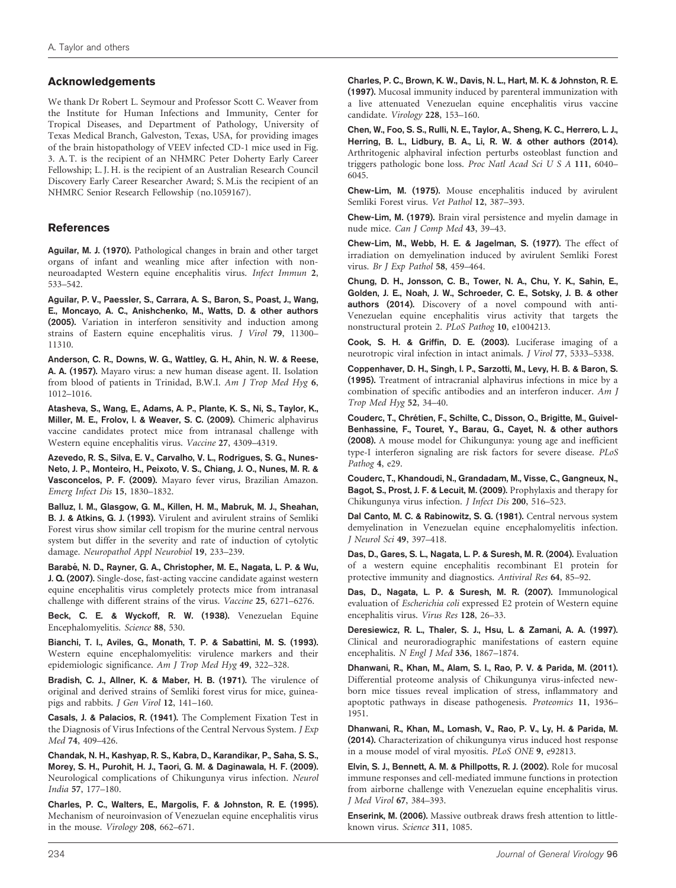## Acknowledgements

We thank Dr Robert L. Seymour and Professor Scott C. Weaver from the Institute for Human Infections and Immunity, Center for Tropical Diseases, and Department of Pathology, University of Texas Medical Branch, Galveston, Texas, USA, for providing images of the brain histopathology of VEEV infected CD-1 mice used in Fig. 3. A. T. is the recipient of an NHMRC Peter Doherty Early Career Fellowship; L. J. H. is the recipient of an Australian Research Council Discovery Early Career Researcher Award; S. M.is the recipient of an NHMRC Senior Research Fellowship (no.1059167).

## References

**Aguilar, M. J. (1970).** Pathological changes in brain and other target organs of infant and weanling mice after infection with non-neuroadapted Western equine encephalitis virus. *Infect Immun* **2**, 533–542.

**Aguilar, P. V., Paessler, S., Carrara, A. S., Baron, S., Poast, J., Wang, E., Moncayo, A. C., Anishchenko, M., Watts, D. & other authors (2005).** Variation in interferon sensitivity and induction among strains of Eastern equine encephalitis virus. *J Virol* **79**, 11300–11310.

**Anderson, C. R., Downs, W. G., Wattley, G. H., Ahin, N. W. & Reese, A. A. (1957).** Mayaro virus: a new human disease agent. II. Isolation from blood of patients in Trinidad, B.W.I. *Am J Trop Med Hyg* **6**, 1012–1016.

**Atasheva, S., Wang, E., Adams, A. P., Plante, K. S., Ni, S., Taylor, K., Miller, M. E., Frolov, I. & Weaver, S. C. (2009).** Chimeric alphavirus vaccine candidates protect mice from intranasal challenge with Western equine encephalitis virus. *Vaccine* **27**, 4309–4319.

**Azevedo, R. S., Silva, E. V., Carvalho, V. L., Rodrigues, S. G., Nunes-Neto, J. P., Monteiro, H., Peixoto, V. S., Chiang, J. O., Nunes, M. R. & Vasconcelos, P. F. (2009).** Mayaro fever virus, Brazilian Amazon. *Emerg Infect Dis* **15**, 1830–1832.

**Balluz, I. M., Glasgow, G. M., Killen, H. M., Mabruk, M. J., Sheahan, B. J. & Atkins, G. J. (1993).** Virulent and avirulent strains of Semliki Forest virus show similar cell tropism for the murine central nervous system but differ in the severity and rate of induction of cytolytic damage. *Neuropathol Appl Neurobiol* **19**, 233–239.

**Barabé, N. D., Rayner, G. A., Christopher, M. E., Nagata, L. P. & Wu, J. Q. (2007).** Single-dose, fast-acting vaccine candidate against western equine encephalitis virus completely protects mice from intranasal challenge with different strains of the virus. *Vaccine* **25**, 6271–6276.

**Beck, C. E. & Wyckoff, R. W. (1938).** Venezuelan Equine Encephalomyelitis. *Science* **88**, 530.

**Bianchi, T. I., Aviles, G., Monath, T. P. & Sabattini, M. S. (1993).** Western equine encephalomyelitis: virulence markers and their epidemiologic significance. *Am J Trop Med Hyg* **49**, 322–328.

**Bradish, C. J., Allner, K. & Maber, H. B. (1971).** The virulence of original and derived strains of Semliki forest virus for mice, guinea-pigs and rabbits. *J Gen Virol* **12**, 141–160.

**Casals, J. & Palacios, R. (1941).** The Complement Fixation Test in the Diagnosis of Virus Infections of the Central Nervous System. *J Exp Med* **74**, 409–426.

**Chandak, N. H., Kashyap, R. S., Kabra, D., Karandikar, P., Saha, S. S., Morey, S. H., Purohit, H. J., Taori, G. M. & Daginawala, H. F. (2009).** Neurological complications of Chikungunya virus infection. *Neurol India* **57**, 177–180.

**Charles, P. C., Walters, E., Margolis, F. & Johnston, R. E. (1995).** Mechanism of neuroinvasion of Venezuelan equine encephalitis virus in the mouse. *Virology* **208**, 662–671.

**Charles, P. C., Brown, K. W., Davis, N. L., Hart, M. K. & Johnston, R. E. (1997).** Mucosal immunity induced by parenteral immunization with a live attenuated Venezuelan equine encephalitis virus vaccine candidate. *Virology* **228**, 153–160.

**Chen, W., Foo, S. S., Rulli, N. E., Taylor, A., Sheng, K. C., Herrero, L. J., Herring, B. L., Lidbury, B. A., Li, R. W. & other authors (2014).** Arthritogenic alphaviral infection perturbs osteoblast function and triggers pathologic bone loss. *Proc Natl Acad Sci U S A* **111**, 6040–6045.

**Chew-Lim, M. (1975).** Mouse encephalitis induced by avirulent Semliki Forest virus. *Vet Pathol* **12**, 387–393.

**Chew-Lim, M. (1979).** Brain viral persistence and myelin damage in nude mice. *Can J Comp Med* **43**, 39–43.

**Chew-Lim, M., Webb, H. E. & Jagelman, S. (1977).** The effect of irradiation on demyelination induced by avirulent Semliki Forest virus. *Br J Exp Pathol* **58**, 459–464.

**Chung, D. H., Jonsson, C. B., Tower, N. A., Chu, Y. K., Sahin, E., Golden, J. E., Noah, J. W., Schroeder, C. E., Sotsky, J. B. & other authors (2014).** Discovery of a novel compound with anti-Venezuelan equine encephalitis virus activity that targets the nonstructural protein 2. *PLoS Pathog* **10**, e1004213.

**Cook, S. H. & Griffin, D. E. (2003).** Luciferase imaging of a neurotropic viral infection in intact animals. *J Virol* **77**, 5333–5338.

**Coppenhaver, D. H., Singh, I. P., Sarzotti, M., Levy, H. B. & Baron, S. (1995).** Treatment of intracranial alphavirus infections in mice by a combination of specific antibodies and an interferon inducer. *Am J Trop Med Hyg* **52**, 34–40.

**Couderc, T., Chrétien, F., Schilte, C., Disson, O., Brigitte, M., Guivel-Benhassine, F., Touret, Y., Barau, G., Cayet, N. & other authors (2008).** A mouse model for Chikungunya: young age and inefficient type-I interferon signaling are risk factors for severe disease. *PLoS Pathog* **4**, e29.

**Couderc, T., Khandoudi, N., Grandadam, M., Visse, C., Gangneux, N., Bagot, S., Prost, J. F. & Lecuit, M. (2009).** Prophylaxis and therapy for Chikungunya virus infection. *J Infect Dis* **200**, 516–523.

**Dal Canto, M. C. & Rabinowitz, S. G. (1981).** Central nervous system demyelination in Venezuelan equine encephalomyelitis infection. *J Neurol Sci* **49**, 397–418.

**Das, D., Gares, S. L., Nagata, L. P. & Suresh, M. R. (2004).** Evaluation of a western equine encephalitis recombinant E1 protein for protective immunity and diagnostics. *Antiviral Res* **64**, 85–92.

**Das, D., Nagata, L. P. & Suresh, M. R. (2007).** Immunological evaluation of *Escherichia coli* expressed E2 protein of Western equine encephalitis virus. *Virus Res* **128**, 26–33.

**Deresiewicz, R. L., Thaler, S. J., Hsu, L. & Zamani, A. A. (1997).** Clinical and neuroradiographic manifestations of eastern equine encephalitis. *N Engl J Med* **336**, 1867–1874.

**Dhanwani, R., Khan, M., Alam, S. I., Rao, P. V. & Parida, M. (2011).** Differential proteome analysis of Chikungunya virus-infected new-born mice tissues reveal implication of stress, inflammatory and apoptotic pathways in disease pathogenesis. *Proteomics* **11**, 1936–1951.

**Dhanwani, R., Khan, M., Lomash, V., Rao, P. V., Ly, H. & Parida, M. (2014).** Characterization of chikungunya virus induced host response in a mouse model of viral myositis. *PLoS ONE* **9**, e92813.

**Elvin, S. J., Bennett, A. M. & Phillpotts, R. J. (2002).** Role for mucosal immune responses and cell-mediated immune functions in protection from airborne challenge with Venezuelan equine encephalitis virus. *J Med Virol* **67**, 384–393.

**Enserink, M. (2006).** Massive outbreak draws fresh attention to little-known virus. *Science* **311**, 1085.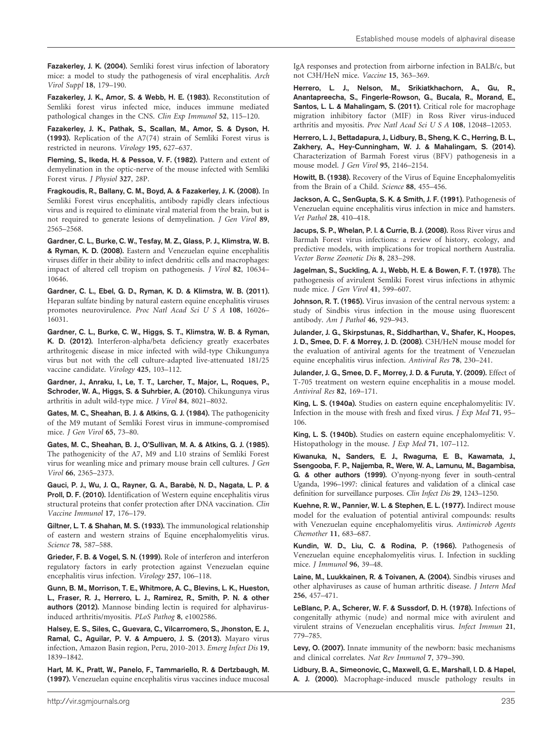**Fazakerley, J. K. (2004).** Semliki forest virus infection of laboratory mice: a model to study the pathogenesis of viral encephalitis. *Arch Virol Suppl* **18**, 179–190.

**Fazakerley, J. K., Amor, S. & Webb, H. E. (1983).** Reconstitution of Semliki forest virus infected mice, induces immune mediated pathological changes in the CNS. *Clin Exp Immunol* **52**, 115–120.

**Fazakerley, J. K., Pathak, S., Scallan, M., Amor, S. & Dyson, H. (1993).** Replication of the A7(74) strain of Semliki Forest virus is restricted in neurons. *Virology* **195**, 627–637.

**Fleming, S., Ikeda, H. & Pessoa, V. F. (1982).** Pattern and extent of demyelination in the optic-nerve of the mouse infected with Semliki Forest virus. *J Physiol* **327**, 28P.

**Fragkoudis, R., Ballany, C. M., Boyd, A. & Fazakerley, J. K. (2008).** In Semliki Forest virus encephalitis, antibody rapidly clears infectious virus and is required to eliminate viral material from the brain, but is not required to generate lesions of demyelination. *J Gen Virol* **89**, 2565–2568.

**Gardner, C. L., Burke, C. W., Tesfay, M. Z., Glass, P. J., Klimstra, W. B. & Ryman, K. D. (2008).** Eastern and Venezuelan equine encephalitis viruses differ in their ability to infect dendritic cells and macrophages: impact of altered cell tropism on pathogenesis. *J Virol* **82**, 10634–10646.

**Gardner, C. L., Ebel, G. D., Ryman, K. D. & Klimstra, W. B. (2011).** Heparan sulfate binding by natural eastern equine encephalitis viruses promotes neurovirulence. *Proc Natl Acad Sci U S A* **108**, 16026–16031.

**Gardner, C. L., Burke, C. W., Higgs, S. T., Klimstra, W. B. & Ryman, K. D. (2012).** Interferon-alpha/beta deficiency greatly exacerbates arthritogenic disease in mice infected with wild-type Chikungunya virus but not with the cell culture-adapted live-attenuated 181/25 vaccine candidate. *Virology* **425**, 103–112.

**Gardner, J., Anraku, I., Le, T. T., Larcher, T., Major, L., Roques, P., Schroder, W. A., Higgs, S. & Suhrbier, A. (2010).** Chikungunya virus arthritis in adult wild-type mice. *J Virol* **84**, 8021–8032.

**Gates, M. C., Sheahan, B. J. & Atkins, G. J. (1984).** The pathogenicity of the M9 mutant of Semliki Forest virus in immune-compromised mice. *J Gen Virol* **65**, 73–80.

**Gates, M. C., Sheahan, B. J., O'Sullivan, M. A. & Atkins, G. J. (1985).** The pathogenicity of the A7, M9 and L10 strains of Semliki Forest virus for weanling mice and primary mouse brain cell cultures. *J Gen Virol* **66**, 2365–2373.

**Gauci, P. J., Wu, J. Q., Rayner, G. A., Barabé, N. D., Nagata, L. P. & Proll, D. F. (2010).** Identification of Western equine encephalitis virus structural proteins that confer protection after DNA vaccination. *Clin Vaccine Immunol* **17**, 176–179.

**Giltner, L. T. & Shahan, M. S. (1933).** The immunological relationship of eastern and western strains of Equine encephalomyelitis virus. *Science* **78**, 587–588.

**Grieder, F. B. & Vogel, S. N. (1999).** Role of interferon and interferon regulatory factors in early protection against Venezuelan equine encephalitis virus infection. *Virology* **257**, 106–118.

**Gunn, B. M., Morrison, T. E., Whitmore, A. C., Blevins, L. K., Hueston, L., Fraser, R. J., Herrero, L. J., Ramirez, R., Smith, P. N. & other authors (2012).** Mannose binding lectin is required for alphavirus-induced arthritis/myositis. *PLoS Pathog* **8**, e1002586.

**Halsey, E. S., Siles, C., Guevara, C., Vilcarromero, S., Jhonston, E. J., Ramal, C., Aguilar, P. V. & Ampuero, J. S. (2013).** Mayaro virus infection, Amazon Basin region, Peru, 2010-2013. *Emerg Infect Dis* **19**, 1839–1842.

**Hart, M. K., Pratt, W., Panelo, F., Tammariello, R. & Dertzbaugh, M. (1997).** Venezuelan equine encephalitis virus vaccines induce mucosal IgA responses and protection from airborne infection in BALB/c, but not C3H/HeN mice. *Vaccine* **15**, 363–369.

**Herrero, L. J., Nelson, M., Srikiatkhachorn, A., Gu, R., Anantapreecha, S., Fingerle-Rowson, G., Bucala, R., Morand, E., Santos, L. L. & Mahalingam, S. (2011).** Critical role for macrophage migration inhibitory factor (MIF) in Ross River virus-induced arthritis and myositis. *Proc Natl Acad Sci U S A* **108**, 12048–12053.

**Herrero, L. J., Bettadapura, J., Lidbury, B., Sheng, K. C., Herring, B. L., Zakhery, A., Hey-Cunningham, W. J. & Mahalingam, S. (2014).** Characterization of Barmah Forest virus (BFV) pathogenesis in a mouse model. *J Gen Virol* **95**, 2146–2154.

**Howitt, B. (1938).** Recovery of the Virus of Equine Encephalomyelitis from the Brain of a Child. *Science* **88**, 455–456.

**Jackson, A. C., SenGupta, S. K. & Smith, J. F. (1991).** Pathogenesis of Venezuelan equine encephalitis virus infection in mice and hamsters. *Vet Pathol* **28**, 410–418.

**Jacups, S. P., Whelan, P. I. & Currie, B. J. (2008).** Ross River virus and Barmah Forest virus infections: a review of history, ecology, and predictive models, with implications for tropical northern Australia. *Vector Borne Zoonotic Dis* **8**, 283–298.

**Jagelman, S., Suckling, A. J., Webb, H. E. & Bowen, F. T. (1978).** The pathogenesis of avirulent Semliki Forest virus infections in athymic nude mice. *J Gen Virol* **41**, 599–607.

**Johnson, R. T. (1965).** Virus invasion of the central nervous system: a study of Sindbis virus infection in the mouse using fluorescent antibody. *Am J Pathol* **46**, 929–943.

**Julander, J. G., Skirpstunas, R., Siddharthan, V., Shafer, K., Hoopes, J. D., Smee, D. F. & Morrey, J. D. (2008).** C3H/HeN mouse model for the evaluation of antiviral agents for the treatment of Venezuelan equine encephalitis virus infection. *Antiviral Res* **78**, 230–241.

**Julander, J. G., Smee, D. F., Morrey, J. D. & Furuta, Y. (2009).** Effect of T-705 treatment on western equine encephalitis in a mouse model. *Antiviral Res* **82**, 169–171.

**King, L. S. (1940a).** Studies on eastern equine encephalomyelitis: IV. Infection in the mouse with fresh and fixed virus. *J Exp Med* **71**, 95–106.

**King, L. S. (1940b).** Studies on eastern equine encephalomyelitis: V. Histopathology in the mouse. *J Exp Med* **71**, 107–112.

**Kiwanuka, N., Sanders, E. J., Rwaguma, E. B., Kawamata, J., Ssengooba, F. P., Najjemba, R., Were, W. A., Lamunu, M., Bagambisa, G. & other authors (1999).** O'nyong-nyong fever in south-central Uganda, 1996–1997: clinical features and validation of a clinical case definition for surveillance purposes. *Clin Infect Dis* **29**, 1243–1250.

**Kuehne, R. W., Pannier, W. L. & Stephen, E. L. (1977).** Indirect mouse model for the evaluation of potential antiviral compounds: results with Venezuelan equine encephalomyelitis virus. *Antimicrob Agents Chemother* **11**, 683–687.

**Kundin, W. D., Liu, C. & Rodina, P. (1966).** Pathogenesis of Venezuelan equine encephalomyelitis virus. I. Infection in suckling mice. *J Immunol* **96**, 39–48.

**Laine, M., Luukkainen, R. & Toivanen, A. (2004).** Sindbis viruses and other alphaviruses as cause of human arthritic disease. *J Intern Med* **256**, 457–471.

**LeBlanc, P. A., Scherer, W. F. & Sussdorf, D. H. (1978).** Infections of congenitally athymic (nude) and normal mice with avirulent and virulent strains of Venezuelan encephalitis virus. *Infect Immun* **21**, 779–785.

**Levy, O. (2007).** Innate immunity of the newborn: basic mechanisms and clinical correlates. *Nat Rev Immunol* **7**, 379–390.

**Lidbury, B. A., Simeonovic, C., Maxwell, G. E., Marshall, I. D. & Hapel, A. J. (2000).** Macrophage-induced muscle pathology results in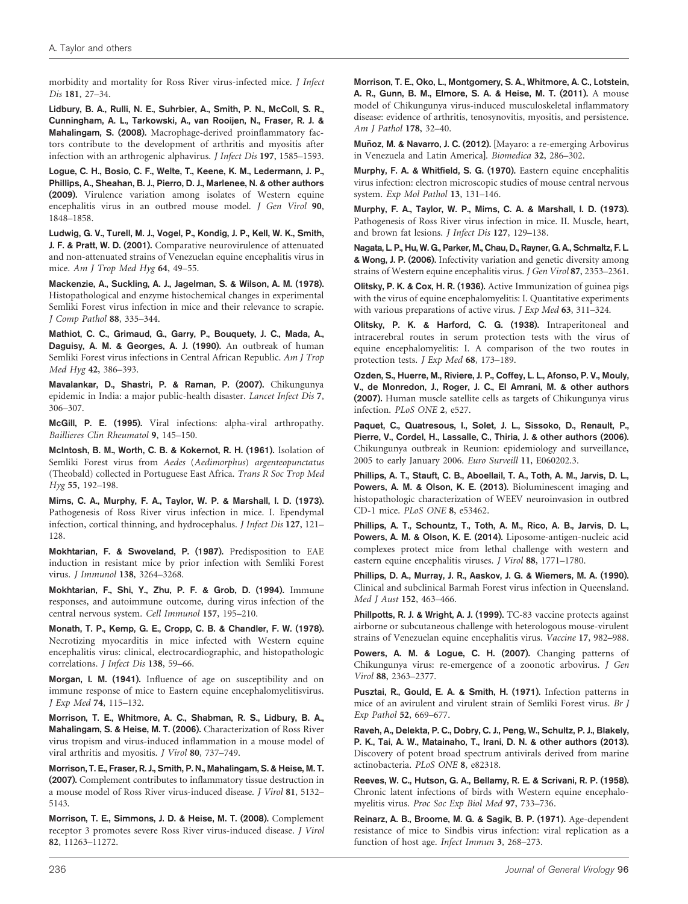morbidity and mortality for Ross River virus-infected mice. *J Infect Dis* **181**, 27–34.

**Lidbury, B. A., Rulli, N. E., Suhrbier, A., Smith, P. N., McColl, S. R., Cunningham, A. L., Tarkowski, A., van Rooijen, N., Fraser, R. J. & Mahalingam, S. (2008).** Macrophage-derived proinflammatory factors contribute to the development of arthritis and myositis after infection with an arthrogenic alphavirus. *J Infect Dis* **197**, 1585–1593.

**Logue, C. H., Bosio, C. F., Welte, T., Keene, K. M., Ledermann, J. P., Phillips, A., Sheahan, B. J., Pierro, D. J., Marlenee, N. & other authors (2009).** Virulence variation among isolates of Western equine encephalitis virus in an outbred mouse model. *J Gen Virol* **90**, 1848–1858.

**Ludwig, G. V., Turell, M. J., Vogel, P., Kondig, J. P., Kell, W. K., Smith, J. F. & Pratt, W. D. (2001).** Comparative neurovirulence of attenuated and non-attenuated strains of Venezuelan equine encephalitis virus in mice. *Am J Trop Med Hyg* **64**, 49–55.

**Mackenzie, A., Suckling, A. J., Jagelman, S. & Wilson, A. M. (1978).** Histopathological and enzyme histochemical changes in experimental Semliki Forest virus infection in mice and their relevance to scrapie. *J Comp Pathol* **88**, 335–344.

**Mathiot, C. C., Grimaud, G., Garry, P., Bouquety, J. C., Mada, A., Daguisy, A. M. & Georges, A. J. (1990).** An outbreak of human Semliki Forest virus infections in Central African Republic. *Am J Trop Med Hyg* **42**, 386–393.

**Mavalankar, D., Shastri, P. & Raman, P. (2007).** Chikungunya epidemic in India: a major public-health disaster. *Lancet Infect Dis* **7**, 306–307.

**McGill, P. E. (1995).** Viral infections: alpha-viral arthropathy. *Baillieres Clin Rheumatol* **9**, 145–150.

**McIntosh, B. M., Worth, C. B. & Kokernot, R. H. (1961).** Isolation of Semliki Forest virus from *Aedes* (*Aedimorphus*) *argenteopunctatus* (Theobald) collected in Portuguese East Africa. *Trans R Soc Trop Med Hyg* **55**, 192–198.

**Mims, C. A., Murphy, F. A., Taylor, W. P. & Marshall, I. D. (1973).** Pathogenesis of Ross River virus infection in mice. I. Ependymal infection, cortical thinning, and hydrocephalus. *J Infect Dis* **127**, 121–128.

**Mokhtarian, F. & Swoveland, P. (1987).** Predisposition to EAE induction in resistant mice by prior infection with Semliki Forest virus. *J Immunol* **138**, 3264–3268.

**Mokhtarian, F., Shi, Y., Zhu, P. F. & Grob, D. (1994).** Immune responses, and autoimmune outcome, during virus infection of the central nervous system. *Cell Immunol* **157**, 195–210.

**Monath, T. P., Kemp, G. E., Cropp, C. B. & Chandler, F. W. (1978).** Necrotizing myocarditis in mice infected with Western equine encephalitis virus: clinical, electrocardiographic, and histopathologic correlations. *J Infect Dis* **138**, 59–66.

**Morgan, I. M. (1941).** Influence of age on susceptibility and on immune response of mice to Eastern equine encephalomyelitisvirus. *J Exp Med* **74**, 115–132.

**Morrison, T. E., Whitmore, A. C., Shabman, R. S., Lidbury, B. A., Mahalingam, S. & Heise, M. T. (2006).** Characterization of Ross River virus tropism and virus-induced inflammation in a mouse model of viral arthritis and myositis. *J Virol* **80**, 737–749.

**Morrison, T. E., Fraser, R. J., Smith, P. N., Mahalingam, S. & Heise, M. T. (2007).** Complement contributes to inflammatory tissue destruction in a mouse model of Ross River virus-induced disease. *J Virol* **81**, 5132–5143.

**Morrison, T. E., Simmons, J. D. & Heise, M. T. (2008).** Complement receptor 3 promotes severe Ross River virus-induced disease. *J Virol* **82**, 11263–11272.

**Morrison, T. E., Oko, L., Montgomery, S. A., Whitmore, A. C., Lotstein, A. R., Gunn, B. M., Elmore, S. A. & Heise, M. T. (2011).** A mouse model of Chikungunya virus-induced musculoskeletal inflammatory disease: evidence of arthritis, tenosynovitis, myositis, and persistence. *Am J Pathol* **178**, 32–40.

**Muñoz, M. & Navarro, J. C. (2012).** [Mayaro: a re-emerging Arbovirus in Venezuela and Latin America]. *Biomedica* **32**, 286–302.

**Murphy, F. A. & Whitfield, S. G. (1970).** Eastern equine encephalitis virus infection: electron microscopic studies of mouse central nervous system. *Exp Mol Pathol* **13**, 131–146.

**Murphy, F. A., Taylor, W. P., Mims, C. A. & Marshall, I. D. (1973).** Pathogenesis of Ross River virus infection in mice. II. Muscle, heart, and brown fat lesions. *J Infect Dis* **127**, 129–138.

**Nagata, L. P., Hu, W. G., Parker, M., Chau, D., Rayner, G. A., Schmaltz, F. L. & Wong, J. P. (2006).** Infectivity variation and genetic diversity among strains of Western equine encephalitis virus. *J Gen Virol* **87**, 2353–2361.

**Olitsky, P. K. & Cox, H. R. (1936).** Active Immunization of guinea pigs with the virus of equine encephalomyelitis: I. Quantitative experiments with various preparations of active virus. *J Exp Med* **63**, 311–324.

**Olitsky, P. K. & Harford, C. G. (1938).** Intraperitoneal and intracerebral routes in serum protection tests with the virus of equine encephalomyelitis: I. A comparison of the two routes in protection tests. *J Exp Med* **68**, 173–189.

**Ozden, S., Huerre, M., Riviere, J. P., Coffey, L. L., Afonso, P. V., Mouly, V., de Monredon, J., Roger, J. C., El Amrani, M. & other authors (2007).** Human muscle satellite cells as targets of Chikungunya virus infection. *PLoS ONE* **2**, e527.

**Paquet, C., Quatresous, I., Solet, J. L., Sissoko, D., Renault, P., Pierre, V., Cordel, H., Lassalle, C., Thiria, J. & other authors (2006).** Chikungunya outbreak in Reunion: epidemiology and surveillance, 2005 to early January 2006. *Euro Surveill* **11**, E060202.3.

**Phillips, A. T., Stauft, C. B., Aboellail, T. A., Toth, A. M., Jarvis, D. L., Powers, A. M. & Olson, K. E. (2013).** Bioluminescent imaging and histopathologic characterization of WEEV neuroinvasion in outbred CD-1 mice. *PLoS ONE* **8**, e53462.

**Phillips, A. T., Schountz, T., Toth, A. M., Rico, A. B., Jarvis, D. L., Powers, A. M. & Olson, K. E. (2014).** Liposome-antigen-nucleic acid complexes protect mice from lethal challenge with western and eastern equine encephalitis viruses. *J Virol* **88**, 1771–1780.

**Phillips, D. A., Murray, J. R., Aaskov, J. G. & Wiemers, M. A. (1990).** Clinical and subclinical Barmah Forest virus infection in Queensland. *Med J Aust* **152**, 463–466.

**Phillpotts, R. J. & Wright, A. J. (1999).** TC-83 vaccine protects against airborne or subcutaneous challenge with heterologous mouse-virulent strains of Venezuelan equine encephalitis virus. *Vaccine* **17**, 982–988.

**Powers, A. M. & Logue, C. H. (2007).** Changing patterns of Chikungunya virus: re-emergence of a zoonotic arbovirus. *J Gen Virol* **88**, 2363–2377.

**Pusztai, R., Gould, E. A. & Smith, H. (1971).** Infection patterns in mice of an avirulent and virulent strain of Semliki Forest virus. *Br J Exp Pathol* **52**, 669–677.

**Raveh, A., Delekta, P. C., Dobry, C. J., Peng, W., Schultz, P. J., Blakely, P. K., Tai, A. W., Matainaho, T., Irani, D. N. & other authors (2013).** Discovery of potent broad spectrum antivirals derived from marine actinobacteria. *PLoS ONE* **8**, e82318.

**Reeves, W. C., Hutson, G. A., Bellamy, R. E. & Scrivani, R. P. (1958).** Chronic latent infections of birds with Western equine encephalomyelitis virus. *Proc Soc Exp Biol Med* **97**, 733–736.

**Reinarz, A. B., Broome, M. G. & Sagik, B. P. (1971).** Age-dependent resistance of mice to Sindbis virus infection: viral replication as a function of host age. *Infect Immun* **3**, 268–273.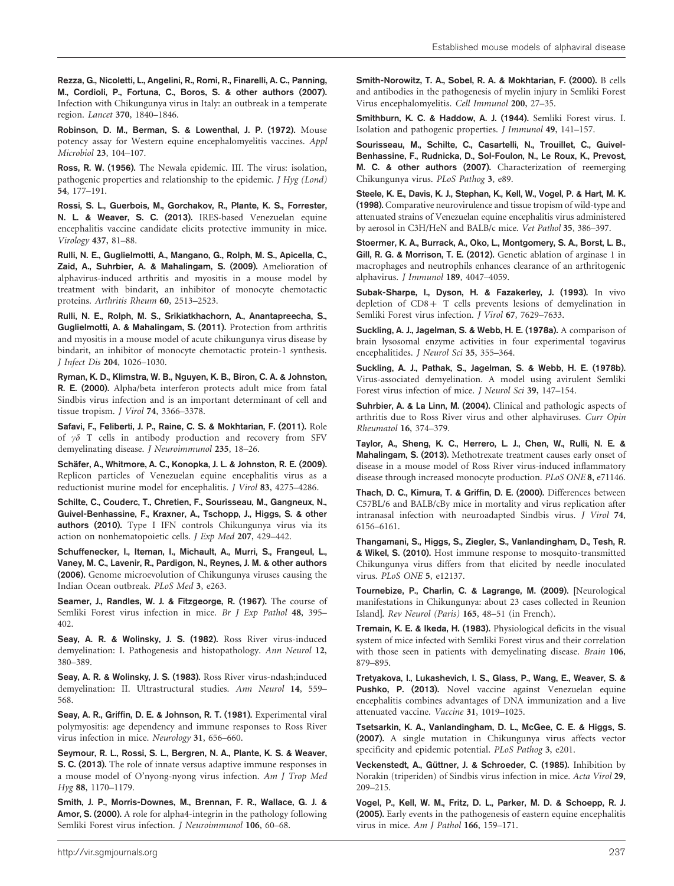**Rezza, G., Nicoletti, L., Angelini, R., Romi, R., Finarelli, A. C., Panning, M., Cordioli, P., Fortuna, C., Boros, S. & other authors (2007).** Infection with Chikungunya virus in Italy: an outbreak in a temperate region. *Lancet* **370**, 1840–1846.

**Robinson, D. M., Berman, S. & Lowenthal, J. P. (1972).** Mouse potency assay for Western equine encephalomyelitis vaccines. *Appl Microbiol* **23**, 104–107.

**Ross, R. W. (1956).** The Newala epidemic. III. The virus: isolation, pathogenic properties and relationship to the epidemic. *J Hyg (Lond)* **54**, 177–191.

**Rossi, S. L., Guerbois, M., Gorchakov, R., Plante, K. S., Forrester, N. L. & Weaver, S. C. (2013).** IRES-based Venezuelan equine encephalitis vaccine candidate elicits protective immunity in mice. *Virology* **437**, 81–88.

**Rulli, N. E., Guglielmotti, A., Mangano, G., Rolph, M. S., Apicella, C., Zaid, A., Suhrbier, A. & Mahalingam, S. (2009).** Amelioration of alphavirus-induced arthritis and myositis in a mouse model by treatment with bindarit, an inhibitor of monocyte chemotactic proteins. *Arthritis Rheum* **60**, 2513–2523.

**Rulli, N. E., Rolph, M. S., Srikiatkhachorn, A., Anantapreecha, S., Guglielmotti, A. & Mahalingam, S. (2011).** Protection from arthritis and myositis in a mouse model of acute chikungunya virus disease by bindarit, an inhibitor of monocyte chemotactic protein-1 synthesis. *J Infect Dis* **204**, 1026–1030.

**Ryman, K. D., Klimstra, W. B., Nguyen, K. B., Biron, C. A. & Johnston, R. E. (2000).** Alpha/beta interferon protects adult mice from fatal Sindbis virus infection and is an important determinant of cell and tissue tropism. *J Virol* **74**, 3366–3378.

**Safavi, F., Feliberti, J. P., Raine, C. S. & Mokhtarian, F. (2011).** Role of $\gamma\delta$ T cells in antibody production and recovery from SFV demyelinating disease. *J Neuroimmunol* **235**, 18–26.

**Schäfer, A., Whitmore, A. C., Konopka, J. L. & Johnston, R. E. (2009).** Replicon particles of Venezuelan equine encephalitis virus as a reductionist murine model for encephalitis. *J Virol* **83**, 4275–4286.

**Schilte, C., Couderc, T., Chretien, F., Sourisseau, M., Gangneux, N., Guivel-Benhassine, F., Kraxner, A., Tschopp, J., Higgs, S. & other authors (2010).** Type I IFN controls Chikungunya virus via its action on nonhematopoietic cells. *J Exp Med* **207**, 429–442.

**Schuffenecker, I., Iteman, I., Michault, A., Murri, S., Frangeul, L., Vaney, M. C., Lavenir, R., Pardigon, N., Reynes, J. M. & other authors (2006).** Genome microevolution of Chikungunya viruses causing the Indian Ocean outbreak. *PLoS Med* **3**, e263.

**Seamer, J., Randles, W. J. & Fitzgeorge, R. (1967).** The course of Semliki Forest virus infection in mice. *Br J Exp Pathol* **48**, 395–402.

**Seay, A. R. & Wolinsky, J. S. (1982).** Ross River virus-induced demyelination: I. Pathogenesis and histopathology. *Ann Neurol* **12**, 380–389.

**Seay, A. R. & Wolinsky, J. S. (1983).** Ross River virus-ndash;induced demyelination: II. Ultrastructural studies. *Ann Neurol* **14**, 559–568.

**Seay, A. R., Griffin, D. E. & Johnson, R. T. (1981).** Experimental viral polymyositis: age dependency and immune responses to Ross River virus infection in mice. *Neurology* **31**, 656–660.

**Seymour, R. L., Rossi, S. L., Bergren, N. A., Plante, K. S. & Weaver, S. C. (2013).** The role of innate versus adaptive immune responses in a mouse model of O'nyong-nyong virus infection. *Am J Trop Med Hyg* **88**, 1170–1179.

**Smith, J. P., Morris-Downes, M., Brennan, F. R., Wallace, G. J. & Amor, S. (2000).** A role for alpha4-integrin in the pathology following Semliki Forest virus infection. *J Neuroimmunol* **106**, 60–68.

**Smith-Norowitz, T. A., Sobel, R. A. & Mokhtarian, F. (2000).** B cells and antibodies in the pathogenesis of myelin injury in Semliki Forest Virus encephalomyelitis. *Cell Immunol* **200**, 27–35.

**Smithburn, K. C. & Haddow, A. J. (1944).** Semliki Forest virus. I. Isolation and pathogenic properties. *J Immunol* **49**, 141–157.

**Sourisseau, M., Schilte, C., Casartelli, N., Trouillet, C., Guivel-Benhassine, F., Rudnicka, D., Sol-Foulon, N., Le Roux, K., Prevost, M. C. & other authors (2007).** Characterization of reemerging Chikungunya virus. *PLoS Pathog* **3**, e89.

**Steele, K. E., Davis, K. J., Stephan, K., Kell, W., Vogel, P. & Hart, M. K. (1998).** Comparative neurovirulence and tissue tropism of wild-type and attenuated strains of Venezuelan equine encephalitis virus administered by aerosol in C3H/HeN and BALB/c mice. *Vet Pathol* **35**, 386–397.

**Stoermer, K. A., Burrack, A., Oko, L., Montgomery, S. A., Borst, L. B., Gill, R. G. & Morrison, T. E. (2012).** Genetic ablation of arginase 1 in macrophages and neutrophils enhances clearance of an arthritogenic alphavirus. *J Immunol* **189**, 4047–4059.

**Subak-Sharpe, I., Dyson, H. & Fazakerley, J. (1993).** In vivo depletion of CD8+ T cells prevents lesions of demyelination in Semliki Forest virus infection. *J Virol* **67**, 7629–7633.

**Suckling, A. J., Jagelman, S. & Webb, H. E. (1978a).** A comparison of brain lysosomal enzyme activities in four experimental togavirus encephalitides. *J Neurol Sci* **35**, 355–364.

**Suckling, A. J., Pathak, S., Jagelman, S. & Webb, H. E. (1978b).** Virus-associated demyelination. A model using avirulent Semliki Forest virus infection of mice. *J Neurol Sci* **39**, 147–154.

**Suhrbier, A. & La Linn, M. (2004).** Clinical and pathologic aspects of arthritis due to Ross River virus and other alphaviruses. *Curr Opin Rheumatol* **16**, 374–379.

**Taylor, A., Sheng, K. C., Herrero, L. J., Chen, W., Rulli, N. E. & Mahalingam, S. (2013).** Methotrexate treatment causes early onset of disease in a mouse model of Ross River virus-induced inflammatory disease through increased monocyte production. *PLoS ONE* **8**, e71146.

**Thach, D. C., Kimura, T. & Griffin, D. E. (2000).** Differences between C57BL/6 and BALB/cBy mice in mortality and virus replication after intranasal infection with neuroadapted Sindbis virus. *J Virol* **74**, 6156–6161.

**Thangamani, S., Higgs, S., Ziegler, S., Vanlandingham, D., Tesh, R. & Wikel, S. (2010).** Host immune response to mosquito-transmitted Chikungunya virus differs from that elicited by needle inoculated virus. *PLoS ONE* **5**, e12137.

**Tournebize, P., Charlin, C. & Lagrange, M. (2009).** [Neurological manifestations in Chikungunya: about 23 cases collected in Reunion Island]. *Rev Neurol (Paris)* **165**, 48–51 (in French).

**Tremain, K. E. & Ikeda, H. (1983).** Physiological deficits in the visual system of mice infected with Semliki Forest virus and their correlation with those seen in patients with demyelinating disease. *Brain* **106**, 879–895.

**Tretyakova, I., Lukashevich, I. S., Glass, P., Wang, E., Weaver, S. & Pushko, P. (2013).** Novel vaccine against Venezuelan equine encephalitis combines advantages of DNA immunization and a live attenuated vaccine. *Vaccine* **31**, 1019–1025.

**Tsetsarkin, K. A., Vanlandingham, D. L., McGee, C. E. & Higgs, S. (2007).** A single mutation in Chikungunya virus affects vector specificity and epidemic potential. *PLoS Pathog* **3**, e201.

**Veckenstedt, A., Güttner, J. & Schroeder, C. (1985).** Inhibition by Norakin (triperiden) of Sindbis virus infection in mice. *Acta Virol* **29**, 209–215.

**Vogel, P., Kell, W. M., Fritz, D. L., Parker, M. D. & Schoepp, R. J. (2005).** Early events in the pathogenesis of eastern equine encephalitis virus in mice. *Am J Pathol* **166**, 159–171.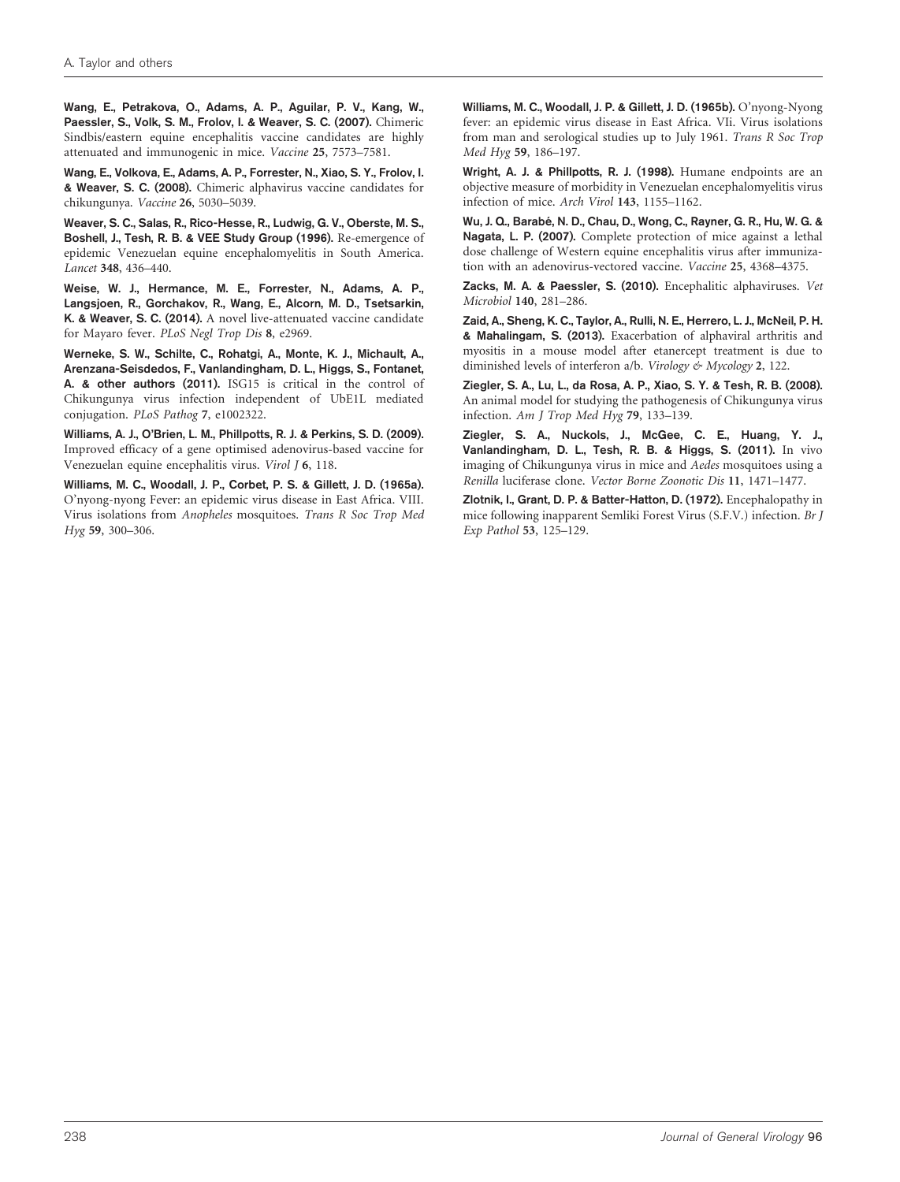**Wang, E., Petrakova, O., Adams, A. P., Aguilar, P. V., Kang, W., Paessler, S., Volk, S. M., Frolov, I. & Weaver, S. C. (2007).** Chimeric Sindbis/eastern equine encephalitis vaccine candidates are highly attenuated and immunogenic in mice. *Vaccine* **25**, 7573–7581.

**Wang, E., Volkova, E., Adams, A. P., Forrester, N., Xiao, S. Y., Frolov, I. & Weaver, S. C. (2008).** Chimeric alphavirus vaccine candidates for chikungunya. *Vaccine* **26**, 5030–5039.

**Weaver, S. C., Salas, R., Rico-Hesse, R., Ludwig, G. V., Oberste, M. S., Boshell, J., Tesh, R. B. & VEE Study Group (1996).** Re-emergence of epidemic Venezuelan equine encephalomyelitis in South America. *Lancet* **348**, 436–440.

**Weise, W. J., Hermance, M. E., Forrester, N., Adams, A. P., Langsjoen, R., Gorchakov, R., Wang, E., Alcorn, M. D., Tsetsarkin, K. & Weaver, S. C. (2014).** A novel live-attenuated vaccine candidate for Mayaro fever. *PLoS Negl Trop Dis* **8**, e2969.

**Werneke, S. W., Schilte, C., Rohatgi, A., Monte, K. J., Michault, A., Arenzana-Seisdedos, F., Vanlandingham, D. L., Higgs, S., Fontanet, A. & other authors (2011).** ISG15 is critical in the control of Chikungunya virus infection independent of UbE1L mediated conjugation. *PLoS Pathog* **7**, e1002322.

**Williams, A. J., O'Brien, L. M., Phillpotts, R. J. & Perkins, S. D. (2009).** Improved efficacy of a gene optimised adenovirus-based vaccine for Venezuelan equine encephalitis virus. *Virol J* **6**, 118.

**Williams, M. C., Woodall, J. P., Corbet, P. S. & Gillett, J. D. (1965a).** O'nyong-nyong Fever: an epidemic virus disease in East Africa. VIII. Virus isolations from *Anopheles* mosquitoes. *Trans R Soc Trop Med Hyg* **59**, 300–306.

**Williams, M. C., Woodall, J. P. & Gillett, J. D. (1965b).** O'nyong-Nyong fever: an epidemic virus disease in East Africa. VIi. Virus isolations from man and serological studies up to July 1961. *Trans R Soc Trop Med Hyg* **59**, 186–197.

**Wright, A. J. & Phillpotts, R. J. (1998).** Humane endpoints are an objective measure of morbidity in Venezuelan encephalomyelitis virus infection of mice. *Arch Virol* **143**, 1155–1162.

**Wu, J. Q., Barabé, N. D., Chau, D., Wong, C., Rayner, G. R., Hu, W. G. & Nagata, L. P. (2007).** Complete protection of mice against a lethal dose challenge of Western equine encephalitis virus after immunization with an adenovirus-vectored vaccine. *Vaccine* **25**, 4368–4375.

**Zacks, M. A. & Paessler, S. (2010).** Encephalitic alphaviruses. *Vet Microbiol* **140**, 281–286.

**Zaid, A., Sheng, K. C., Taylor, A., Rulli, N. E., Herrero, L. J., McNeil, P. H. & Mahalingam, S. (2013).** Exacerbation of alphaviral arthritis and myositis in a mouse model after etanercept treatment is due to diminished levels of interferon a/b. *Virology & Mycology* **2**, 122.

**Ziegler, S. A., Lu, L., da Rosa, A. P., Xiao, S. Y. & Tesh, R. B. (2008).** An animal model for studying the pathogenesis of Chikungunya virus infection. *Am J Trop Med Hyg* **79**, 133–139.

**Ziegler, S. A., Nuckols, J., McGee, C. E., Huang, Y. J., Vanlandingham, D. L., Tesh, R. B. & Higgs, S. (2011).** In vivo imaging of Chikungunya virus in mice and *Aedes* mosquitoes using a *Renilla* luciferase clone. *Vector Borne Zoonotic Dis* **11**, 1471–1477.

**Zlotnik, I., Grant, D. P. & Batter-Hatton, D. (1972).** Encephalopathy in mice following inapparent Semliki Forest Virus (S.F.V.) infection. *Br J Exp Pathol* **53**, 125–129.